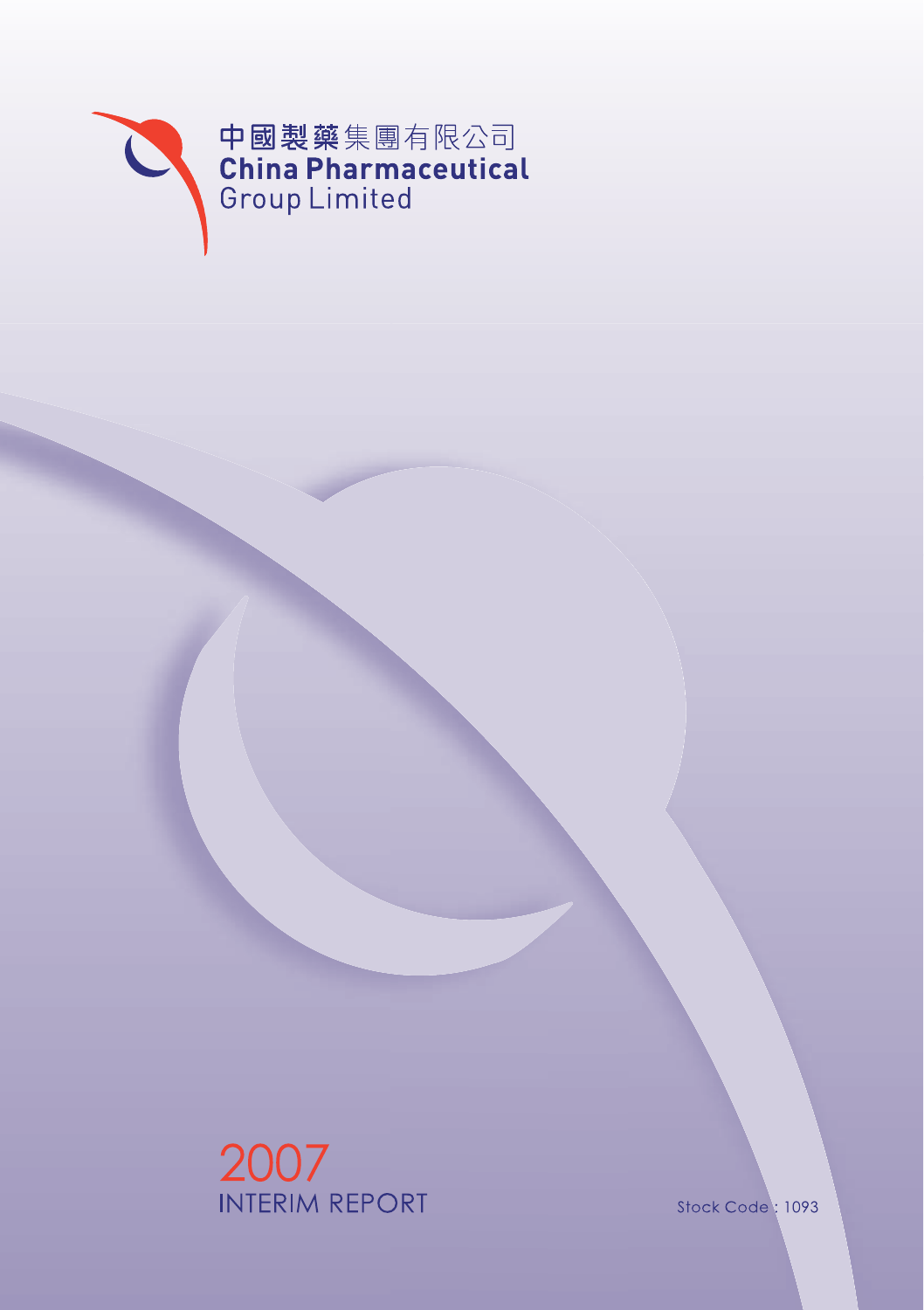中國製藥集團有限公司

**China Pharmaceutical**

Group Limited

# 2007
# INTERIM REPORT

Stock Code : 1093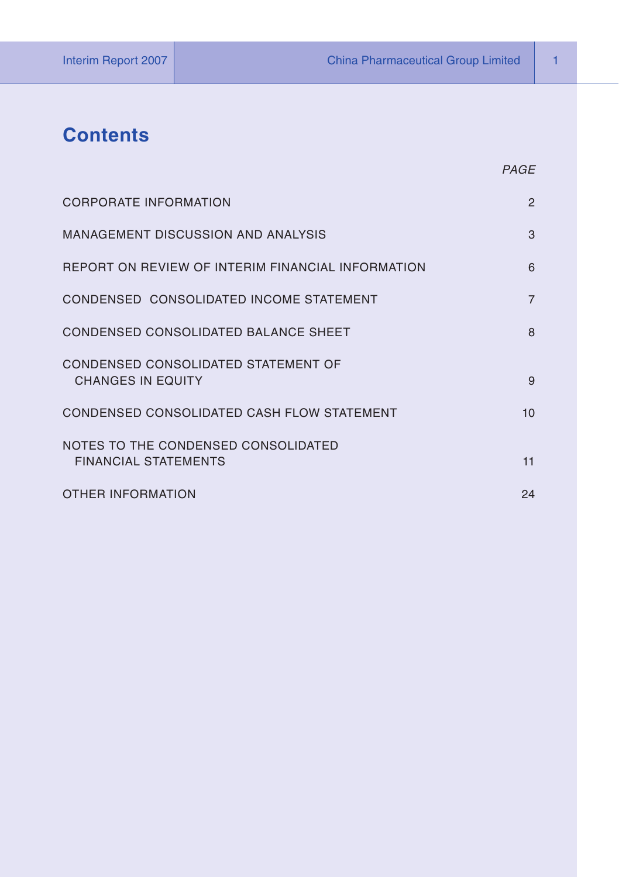# Contents

| | *PAGE* |
|---|---|
| CORPORATE INFORMATION | 2 |
| MANAGEMENT DISCUSSION AND ANALYSIS | 3 |
| REPORT ON REVIEW OF INTERIM FINANCIAL INFORMATION | 6 |
| CONDENSED CONSOLIDATED INCOME STATEMENT | 7 |
| CONDENSED CONSOLIDATED BALANCE SHEET | 8 |
| CONDENSED CONSOLIDATED STATEMENT OF CHANGES IN EQUITY | 9 |
| CONDENSED CONSOLIDATED CASH FLOW STATEMENT | 10 |
| NOTES TO THE CONDENSED CONSOLIDATED FINANCIAL STATEMENTS | 11 |
| OTHER INFORMATION | 24 |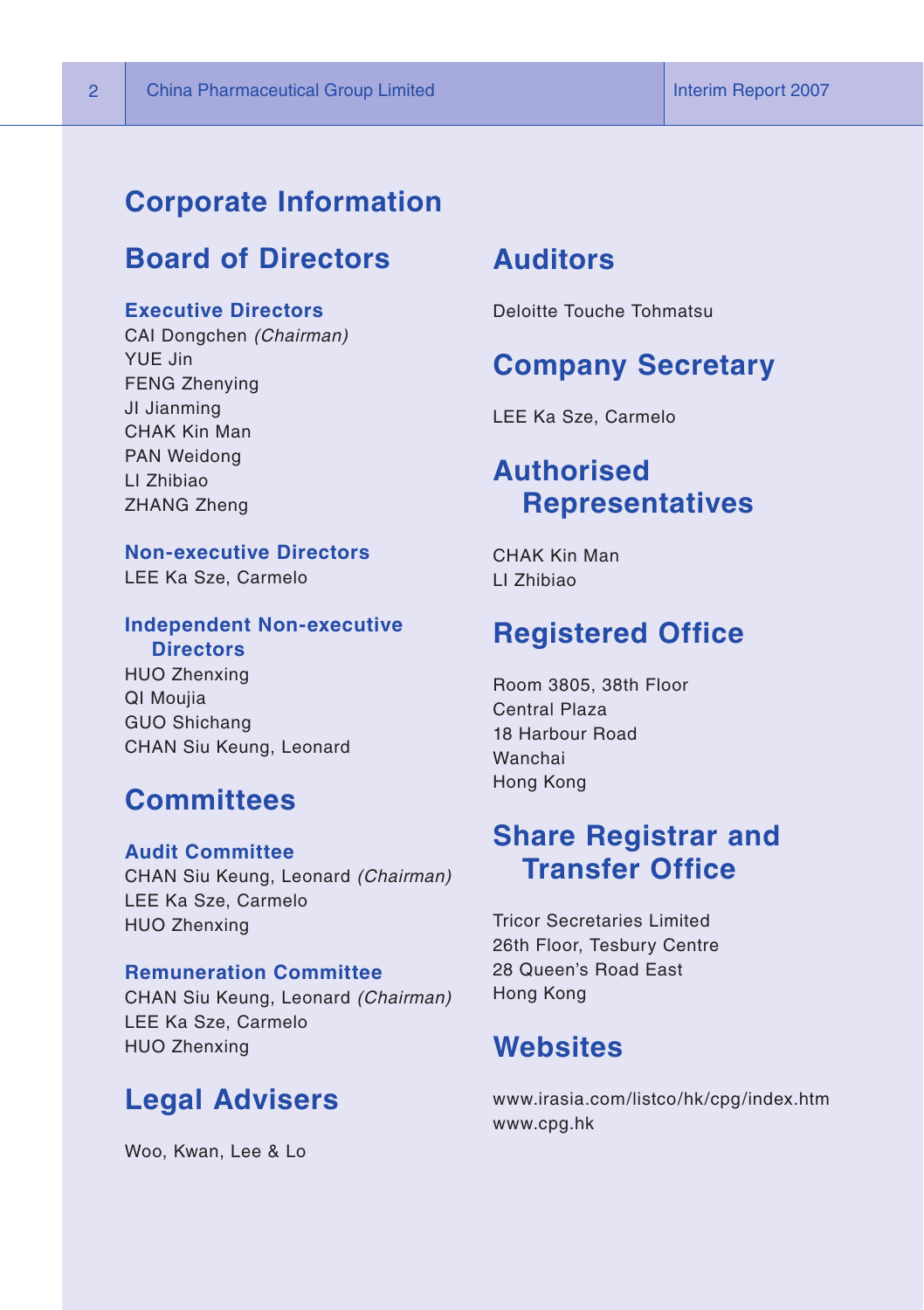# Corporate Information

## Board of Directors

### Executive Directors

CAI Dongchen *(Chairman)*
YUE Jin
FENG Zhenying
JI Jianming
CHAK Kin Man
PAN Weidong
LI Zhibiao
ZHANG Zheng

### Non-executive Directors

LEE Ka Sze, Carmelo

### Independent Non-executive Directors

HUO Zhenxing
QI Moujia
GUO Shichang
CHAN Siu Keung, Leonard

## Committees

### Audit Committee

CHAN Siu Keung, Leonard *(Chairman)*
LEE Ka Sze, Carmelo
HUO Zhenxing

### Remuneration Committee

CHAN Siu Keung, Leonard *(Chairman)*
LEE Ka Sze, Carmelo
HUO Zhenxing

## Legal Advisers

Woo, Kwan, Lee & Lo

## Auditors

Deloitte Touche Tohmatsu

## Company Secretary

LEE Ka Sze, Carmelo

## Authorised Representatives

CHAK Kin Man
LI Zhibiao

## Registered Office

Room 3805, 38th Floor
Central Plaza
18 Harbour Road
Wanchai
Hong Kong

## Share Registrar and Transfer Office

Tricor Secretaries Limited
26th Floor, Tesbury Centre
28 Queen's Road East
Hong Kong

## Websites

www.irasia.com/listco/hk/cpg/index.htm
www.cpg.hk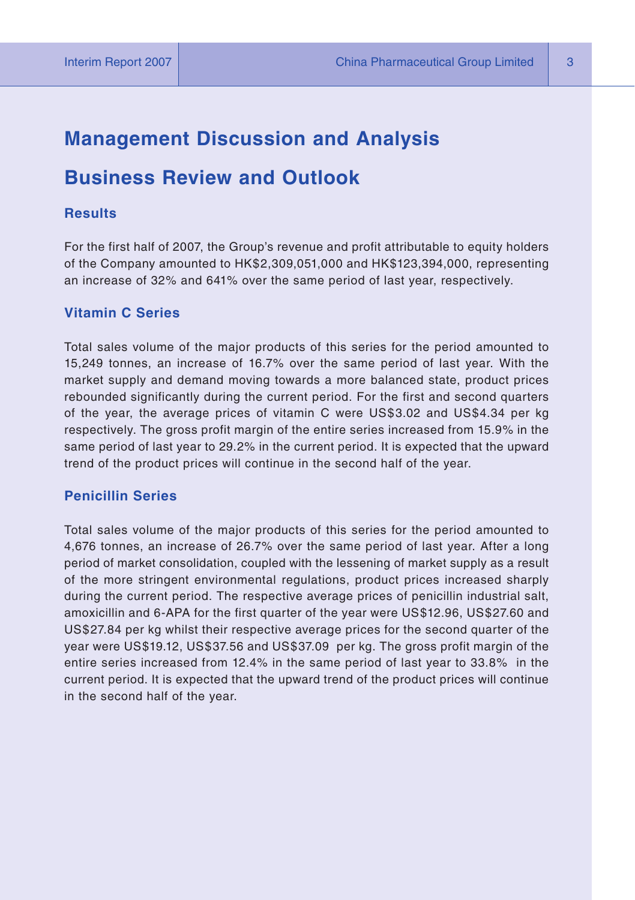# Management Discussion and Analysis

## Business Review and Outlook

### Results

For the first half of 2007, the Group's revenue and profit attributable to equity holders of the Company amounted to HK$2,309,051,000 and HK$123,394,000, representing an increase of 32% and 641% over the same period of last year, respectively.

### Vitamin C Series

Total sales volume of the major products of this series for the period amounted to 15,249 tonnes, an increase of 16.7% over the same period of last year. With the market supply and demand moving towards a more balanced state, product prices rebounded significantly during the current period. For the first and second quarters of the year, the average prices of vitamin C were US$3.02 and US$4.34 per kg respectively. The gross profit margin of the entire series increased from 15.9% in the same period of last year to 29.2% in the current period. It is expected that the upward trend of the product prices will continue in the second half of the year.

### Penicillin Series

Total sales volume of the major products of this series for the period amounted to 4,676 tonnes, an increase of 26.7% over the same period of last year. After a long period of market consolidation, coupled with the lessening of market supply as a result of the more stringent environmental regulations, product prices increased sharply during the current period. The respective average prices of penicillin industrial salt, amoxicillin and 6-APA for the first quarter of the year were US$12.96, US$27.60 and US$27.84 per kg whilst their respective average prices for the second quarter of the year were US$19.12, US$37.56 and US$37.09 per kg. The gross profit margin of the entire series increased from 12.4% in the same period of last year to 33.8% in the current period. It is expected that the upward trend of the product prices will continue in the second half of the year.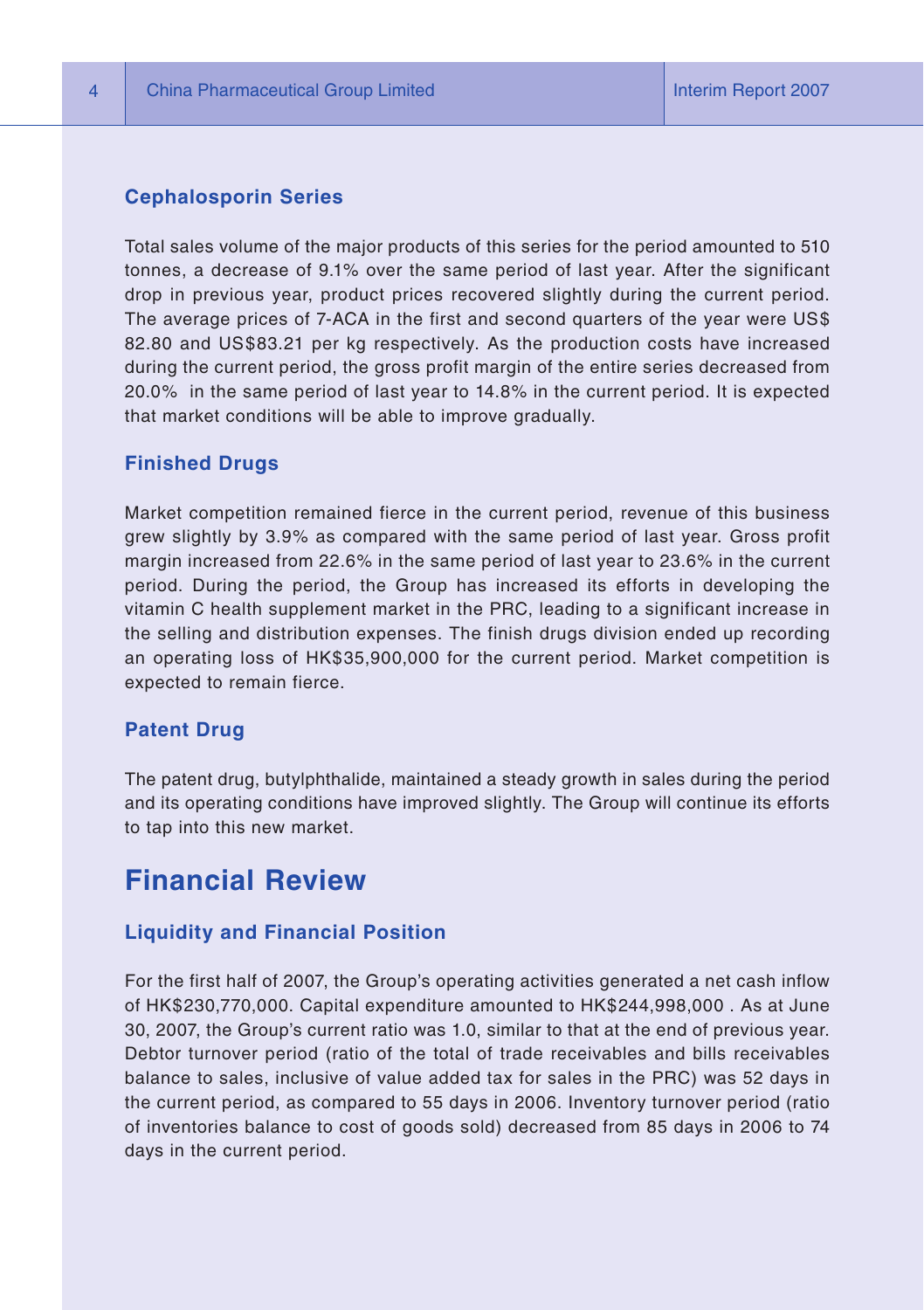### Cephalosporin Series

Total sales volume of the major products of this series for the period amounted to 510 tonnes, a decrease of 9.1% over the same period of last year. After the significant drop in previous year, product prices recovered slightly during the current period. The average prices of 7-ACA in the first and second quarters of the year were US$ 82.80 and US$83.21 per kg respectively. As the production costs have increased during the current period, the gross profit margin of the entire series decreased from 20.0% in the same period of last year to 14.8% in the current period. It is expected that market conditions will be able to improve gradually.

### Finished Drugs

Market competition remained fierce in the current period, revenue of this business grew slightly by 3.9% as compared with the same period of last year. Gross profit margin increased from 22.6% in the same period of last year to 23.6% in the current period. During the period, the Group has increased its efforts in developing the vitamin C health supplement market in the PRC, leading to a significant increase in the selling and distribution expenses. The finish drugs division ended up recording an operating loss of HK$35,900,000 for the current period. Market competition is expected to remain fierce.

### Patent Drug

The patent drug, butylphthalide, maintained a steady growth in sales during the period and its operating conditions have improved slightly. The Group will continue its efforts to tap into this new market.

## Financial Review

### Liquidity and Financial Position

For the first half of 2007, the Group's operating activities generated a net cash inflow of HK$230,770,000. Capital expenditure amounted to HK$244,998,000 . As at June 30, 2007, the Group's current ratio was 1.0, similar to that at the end of previous year. Debtor turnover period (ratio of the total of trade receivables and bills receivables balance to sales, inclusive of value added tax for sales in the PRC) was 52 days in the current period, as compared to 55 days in 2006. Inventory turnover period (ratio of inventories balance to cost of goods sold) decreased from 85 days in 2006 to 74 days in the current period.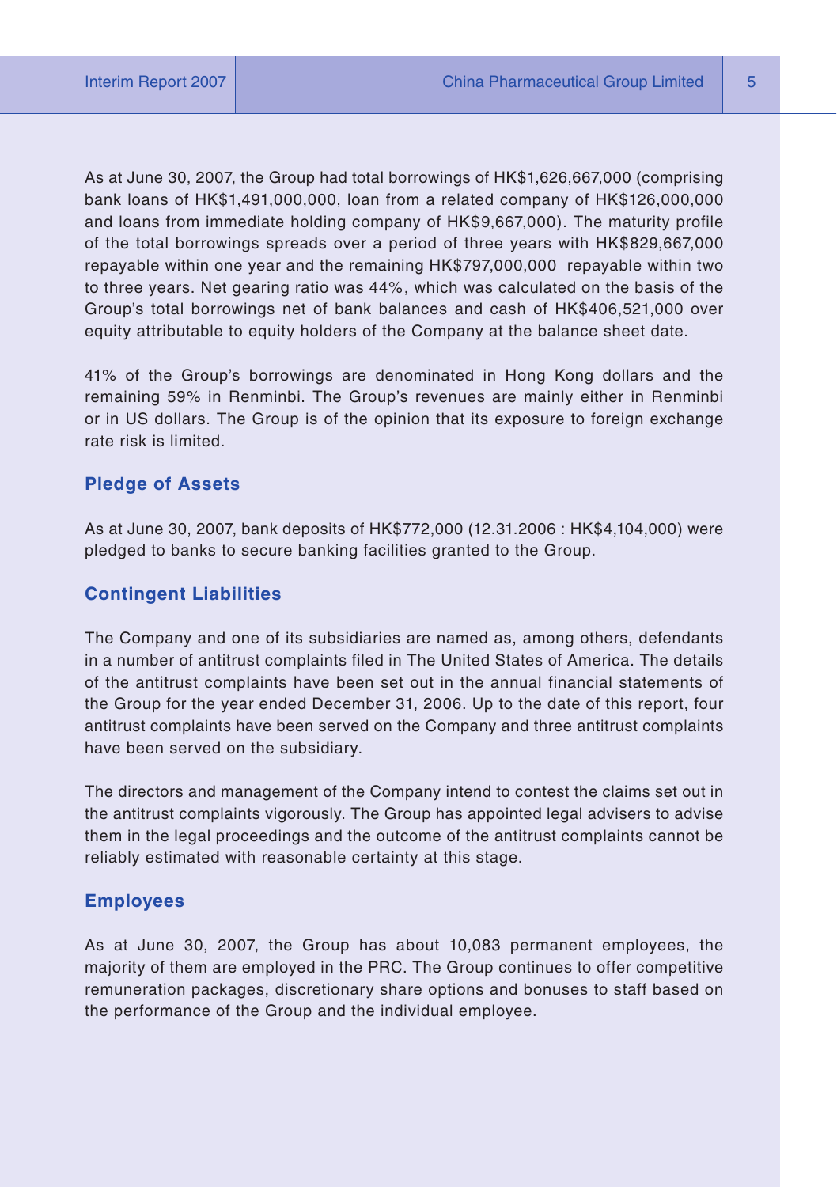As at June 30, 2007, the Group had total borrowings of HK$1,626,667,000 (comprising bank loans of HK$1,491,000,000, loan from a related company of HK$126,000,000 and loans from immediate holding company of HK$9,667,000). The maturity profile of the total borrowings spreads over a period of three years with HK$829,667,000 repayable within one year and the remaining HK$797,000,000 repayable within two to three years. Net gearing ratio was 44%, which was calculated on the basis of the Group's total borrowings net of bank balances and cash of HK$406,521,000 over equity attributable to equity holders of the Company at the balance sheet date.

41% of the Group's borrowings are denominated in Hong Kong dollars and the remaining 59% in Renminbi. The Group's revenues are mainly either in Renminbi or in US dollars. The Group is of the opinion that its exposure to foreign exchange rate risk is limited.

### Pledge of Assets

As at June 30, 2007, bank deposits of HK$772,000 (12.31.2006 : HK$4,104,000) were pledged to banks to secure banking facilities granted to the Group.

### Contingent Liabilities

The Company and one of its subsidiaries are named as, among others, defendants in a number of antitrust complaints filed in The United States of America. The details of the antitrust complaints have been set out in the annual financial statements of the Group for the year ended December 31, 2006. Up to the date of this report, four antitrust complaints have been served on the Company and three antitrust complaints have been served on the subsidiary.

The directors and management of the Company intend to contest the claims set out in the antitrust complaints vigorously. The Group has appointed legal advisers to advise them in the legal proceedings and the outcome of the antitrust complaints cannot be reliably estimated with reasonable certainty at this stage.

### Employees

As at June 30, 2007, the Group has about 10,083 permanent employees, the majority of them are employed in the PRC. The Group continues to offer competitive remuneration packages, discretionary share options and bonuses to staff based on the performance of the Group and the individual employee.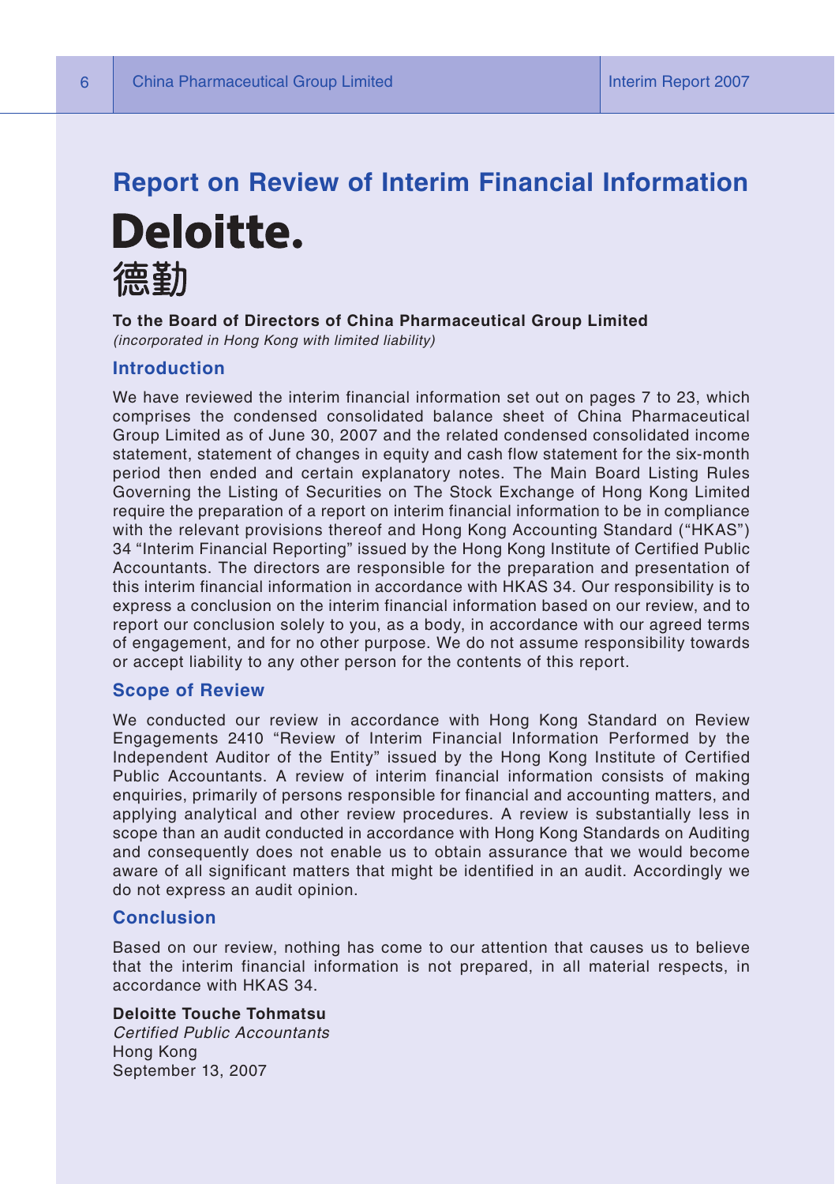# Report on Review of Interim Financial Information

**Deloitte.**
**德勤**

**To the Board of Directors of China Pharmaceutical Group Limited**
*(incorporated in Hong Kong with limited liability)*

## Introduction

We have reviewed the interim financial information set out on pages 7 to 23, which comprises the condensed consolidated balance sheet of China Pharmaceutical Group Limited as of June 30, 2007 and the related condensed consolidated income statement, statement of changes in equity and cash flow statement for the six-month period then ended and certain explanatory notes. The Main Board Listing Rules Governing the Listing of Securities on The Stock Exchange of Hong Kong Limited require the preparation of a report on interim financial information to be in compliance with the relevant provisions thereof and Hong Kong Accounting Standard ("HKAS") 34 "Interim Financial Reporting" issued by the Hong Kong Institute of Certified Public Accountants. The directors are responsible for the preparation and presentation of this interim financial information in accordance with HKAS 34. Our responsibility is to express a conclusion on the interim financial information based on our review, and to report our conclusion solely to you, as a body, in accordance with our agreed terms of engagement, and for no other purpose. We do not assume responsibility towards or accept liability to any other person for the contents of this report.

## Scope of Review

We conducted our review in accordance with Hong Kong Standard on Review Engagements 2410 "Review of Interim Financial Information Performed by the Independent Auditor of the Entity" issued by the Hong Kong Institute of Certified Public Accountants. A review of interim financial information consists of making enquiries, primarily of persons responsible for financial and accounting matters, and applying analytical and other review procedures. A review is substantially less in scope than an audit conducted in accordance with Hong Kong Standards on Auditing and consequently does not enable us to obtain assurance that we would become aware of all significant matters that might be identified in an audit. Accordingly we do not express an audit opinion.

## Conclusion

Based on our review, nothing has come to our attention that causes us to believe that the interim financial information is not prepared, in all material respects, in accordance with HKAS 34.

**Deloitte Touche Tohmatsu**
*Certified Public Accountants*
Hong Kong
September 13, 2007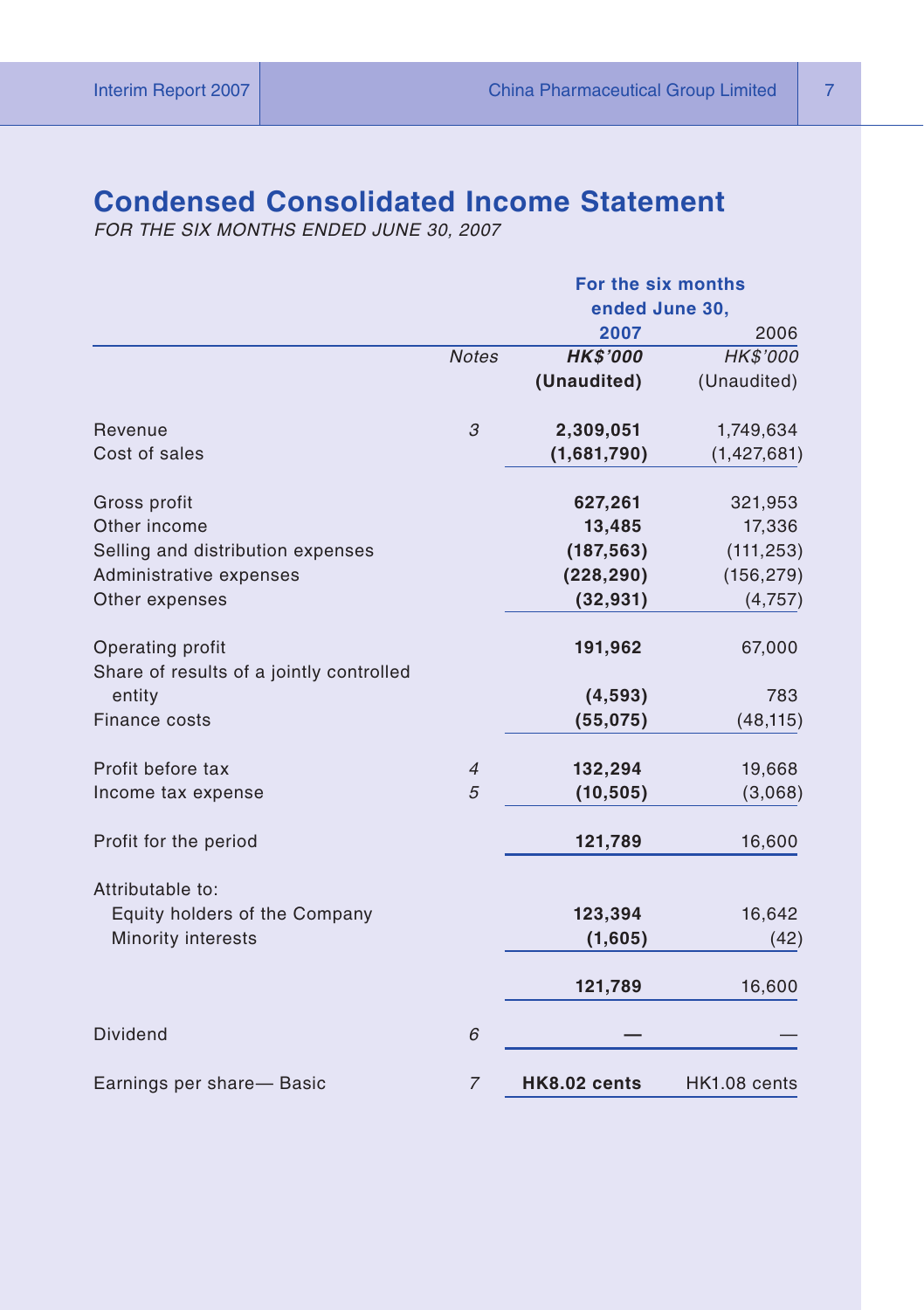# Condensed Consolidated Income Statement

*FOR THE SIX MONTHS ENDED JUNE 30, 2007*

| | | For the six months ended June 30, | |
|---|---|---|---|
| | | **2007** | 2006 |
| | *Notes* | ***HK$'000*** | *HK$'000* |
| | | **(Unaudited)** | (Unaudited) |
| Revenue | *3* | **2,309,051** | 1,749,634 |
| Cost of sales | | **(1,681,790)** | (1,427,681) |
| Gross profit | | **627,261** | 321,953 |
| Other income | | **13,485** | 17,336 |
| Selling and distribution expenses | | **(187,563)** | (111,253) |
| Administrative expenses | | **(228,290)** | (156,279) |
| Other expenses | | **(32,931)** | (4,757) |
| Operating profit | | **191,962** | 67,000 |
| Share of results of a jointly controlled entity | | **(4,593)** | 783 |
| Finance costs | | **(55,075)** | (48,115) |
| Profit before tax | *4* | **132,294** | 19,668 |
| Income tax expense | *5* | **(10,505)** | (3,068) |
| Profit for the period | | **121,789** | 16,600 |
| Attributable to: | | | |
| Equity holders of the Company | | **123,394** | 16,642 |
| Minority interests | | **(1,605)** | (42) |
| | | **121,789** | 16,600 |
| Dividend | *6* | **—** | — |
| Earnings per share— Basic | *7* | **HK8.02 cents** | HK1.08 cents |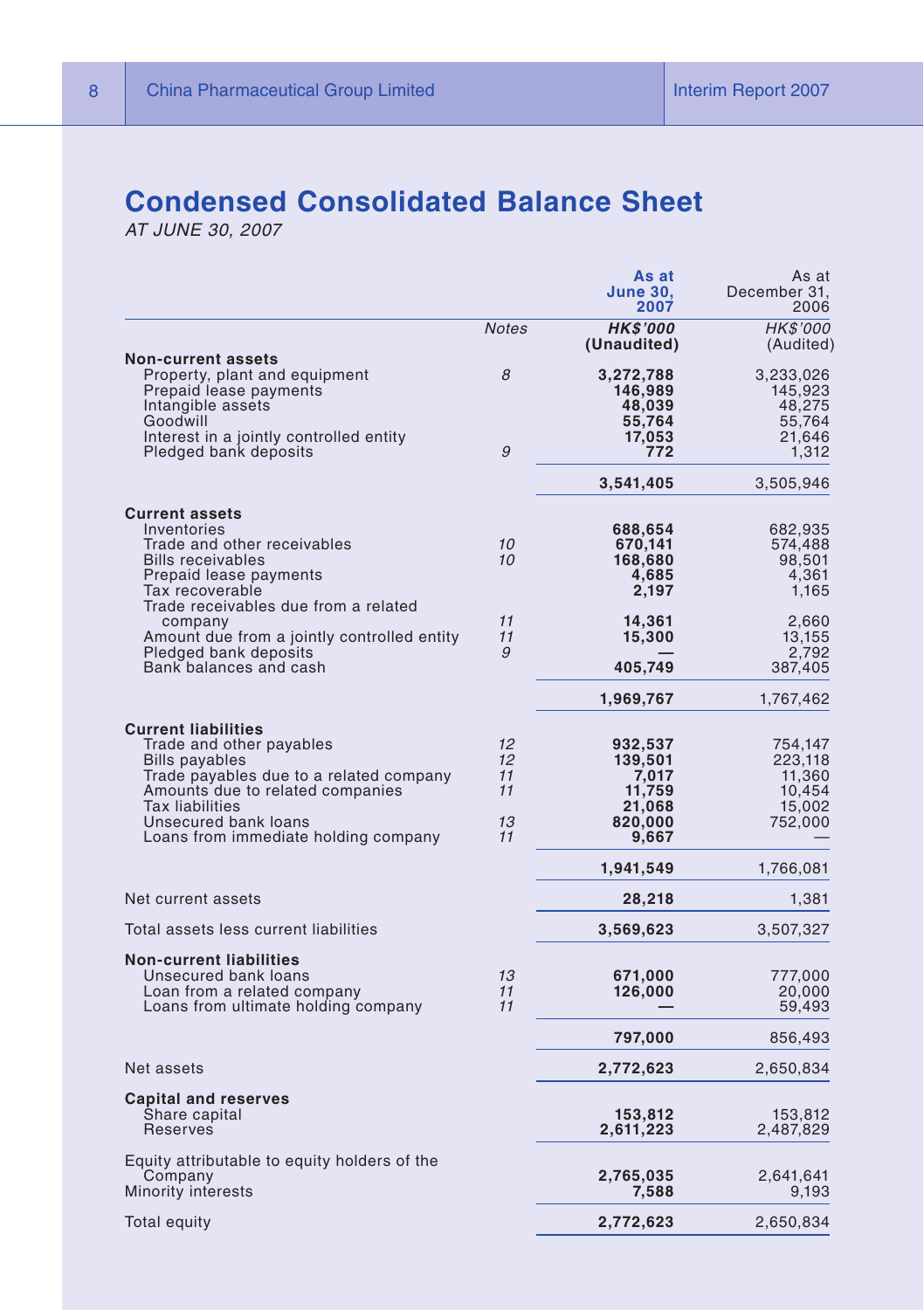# Condensed Consolidated Balance Sheet

*AT JUNE 30, 2007*

| | Notes | **As at June 30, 2007** | As at December 31, 2006 |
|---|---|---|---|
| | | ***HK$'000*** | *HK$'000* |
| | | **(Unaudited)** | (Audited) |
| **Non-current assets** | | | |
| Property, plant and equipment | 8 | **3,272,788** | 3,233,026 |
| Prepaid lease payments | | **146,989** | 145,923 |
| Intangible assets | | **48,039** | 48,275 |
| Goodwill | | **55,764** | 55,764 |
| Interest in a jointly controlled entity | | **17,053** | 21,646 |
| Pledged bank deposits | 9 | **772** | 1,312 |
| | | **3,541,405** | 3,505,946 |
| **Current assets** | | | |
| Inventories | | **688,654** | 682,935 |
| Trade and other receivables | 10 | **670,141** | 574,488 |
| Bills receivables | 10 | **168,680** | 98,501 |
| Prepaid lease payments | | **4,685** | 4,361 |
| Tax recoverable | | **2,197** | 1,165 |
| Trade receivables due from a related company | 11 | **14,361** | 2,660 |
| Amount due from a jointly controlled entity | 11 | **15,300** | 13,155 |
| Pledged bank deposits | 9 | **—** | 2,792 |
| Bank balances and cash | | **405,749** | 387,405 |
| | | **1,969,767** | 1,767,462 |
| **Current liabilities** | | | |
| Trade and other payables | 12 | **932,537** | 754,147 |
| Bills payables | 12 | **139,501** | 223,118 |
| Trade payables due to a related company | 11 | **7,017** | 11,360 |
| Amounts due to related companies | 11 | **11,759** | 10,454 |
| Tax liabilities | | **21,068** | 15,002 |
| Unsecured bank loans | 13 | **820,000** | 752,000 |
| Loans from immediate holding company | 11 | **9,667** | — |
| | | **1,941,549** | 1,766,081 |
| Net current assets | | **28,218** | 1,381 |
| Total assets less current liabilities | | **3,569,623** | 3,507,327 |
| **Non-current liabilities** | | | |
| Unsecured bank loans | 13 | **671,000** | 777,000 |
| Loan from a related company | 11 | **126,000** | 20,000 |
| Loans from ultimate holding company | 11 | **—** | 59,493 |
| | | **797,000** | 856,493 |
| Net assets | | **2,772,623** | 2,650,834 |
| **Capital and reserves** | | | |
| Share capital | | **153,812** | 153,812 |
| Reserves | | **2,611,223** | 2,487,829 |
| Equity attributable to equity holders of the Company | | **2,765,035** | 2,641,641 |
| Minority interests | | **7,588** | 9,193 |
| Total equity | | **2,772,623** | 2,650,834 |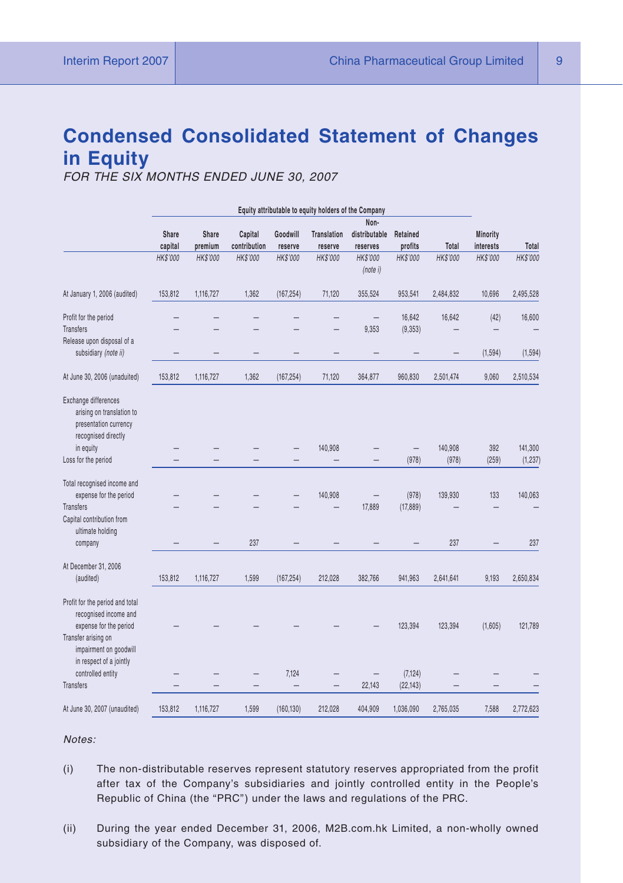# Condensed Consolidated Statement of Changes in Equity

*FOR THE SIX MONTHS ENDED JUNE 30, 2007*

| | Equity attributable to equity holders of the Company | | | | | | | | | |
|---|---|---|---|---|---|---|---|---|---|---|
| | Share capital | Share premium | Capital contribution | Goodwill reserve | Translation reserve | Non-distributable reserves | Retained profits | Total | Minority interests | Total |
| | HK$'000 | HK$'000 | HK$'000 | HK$'000 | HK$'000 | HK$'000 (note i) | HK$'000 | HK$'000 | HK$'000 | HK$'000 |
| At January 1, 2006 (audited) | 153,812 | 1,116,727 | 1,362 | (167,254) | 71,120 | 355,524 | 953,541 | 2,484,832 | 10,696 | 2,495,528 |
| Profit for the period | – | – | – | – | – | – | 16,642 | 16,642 | (42) | 16,600 |
| Transfers | – | – | – | – | – | 9,353 | (9,353) | – | – | – |
| Release upon disposal of a subsidiary *(note ii)* | – | – | – | – | – | – | – | – | (1,594) | (1,594) |
| At June 30, 2006 (unaudited) | 153,812 | 1,116,727 | 1,362 | (167,254) | 71,120 | 364,877 | 960,830 | 2,501,474 | 9,060 | 2,510,534 |
| Exchange differences arising on translation to presentation currency recognised directly in equity | – | – | – | – | 140,908 | – | – | 140,908 | 392 | 141,300 |
| Loss for the period | – | – | – | – | – | – | (978) | (978) | (259) | (1,237) |
| Total recognised income and expense for the period | – | – | – | – | 140,908 | – | (978) | 139,930 | 133 | 140,063 |
| Transfers | – | – | – | – | – | 17,889 | (17,889) | – | – | – |
| Capital contribution from ultimate holding company | – | – | 237 | – | – | – | – | 237 | – | 237 |
| At December 31, 2006 (audited) | 153,812 | 1,116,727 | 1,599 | (167,254) | 212,028 | 382,766 | 941,963 | 2,641,641 | 9,193 | 2,650,834 |
| Profit for the period and total recognised income and expense for the period | – | – | – | – | – | – | 123,394 | 123,394 | (1,605) | 121,789 |
| Transfer arising on impairment on goodwill in respect of a jointly controlled entity | – | – | – | 7,124 | – | – | (7,124) | – | – | – |
| Transfers | – | – | – | – | – | 22,143 | (22,143) | – | – | – |
| At June 30, 2007 (unaudited) | 153,812 | 1,116,727 | 1,599 | (160,130) | 212,028 | 404,909 | 1,036,090 | 2,765,035 | 7,588 | 2,772,623 |

*Notes:*

(i) The non-distributable reserves represent statutory reserves appropriated from the profit after tax of the Company's subsidiaries and jointly controlled entity in the People's Republic of China (the "PRC") under the laws and regulations of the PRC.

(ii) During the year ended December 31, 2006, M2B.com.hk Limited, a non-wholly owned subsidiary of the Company, was disposed of.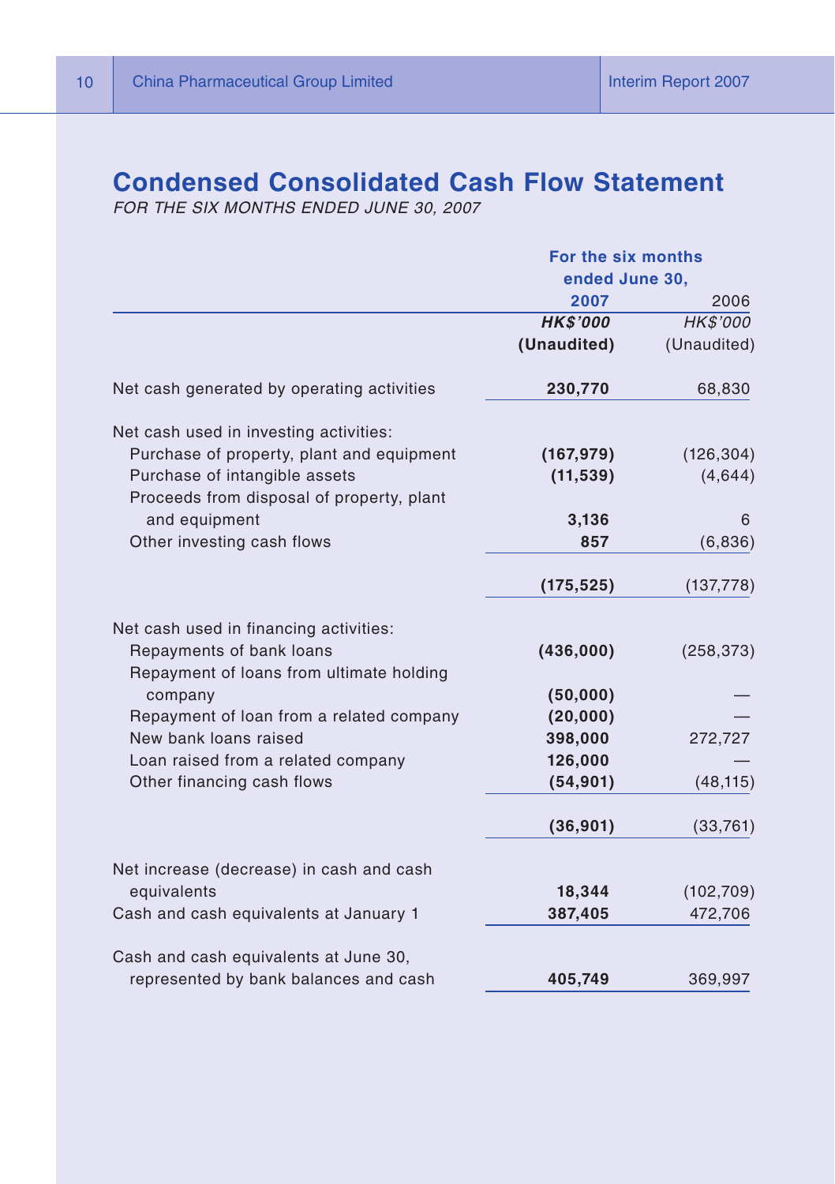# Condensed Consolidated Cash Flow Statement

*FOR THE SIX MONTHS ENDED JUNE 30, 2007*

| | For the six months ended June 30, | |
|---|---|---|
| | **2007** | 2006 |
| | ***HK$'000*** | *HK$'000* |
| | **(Unaudited)** | (Unaudited) |
| Net cash generated by operating activities | **230,770** | 68,830 |
| Net cash used in investing activities: | | |
| Purchase of property, plant and equipment | **(167,979)** | (126,304) |
| Purchase of intangible assets | **(11,539)** | (4,644) |
| Proceeds from disposal of property, plant and equipment | **3,136** | 6 |
| Other investing cash flows | **857** | (6,836) |
| | **(175,525)** | (137,778) |
| Net cash used in financing activities: | | |
| Repayments of bank loans | **(436,000)** | (258,373) |
| Repayment of loans from ultimate holding company | **(50,000)** | — |
| Repayment of loan from a related company | **(20,000)** | — |
| New bank loans raised | **398,000** | 272,727 |
| Loan raised from a related company | **126,000** | — |
| Other financing cash flows | **(54,901)** | (48,115) |
| | **(36,901)** | (33,761) |
| Net increase (decrease) in cash and cash equivalents | **18,344** | (102,709) |
| Cash and cash equivalents at January 1 | **387,405** | 472,706 |
| Cash and cash equivalents at June 30, represented by bank balances and cash | **405,749** | 369,997 |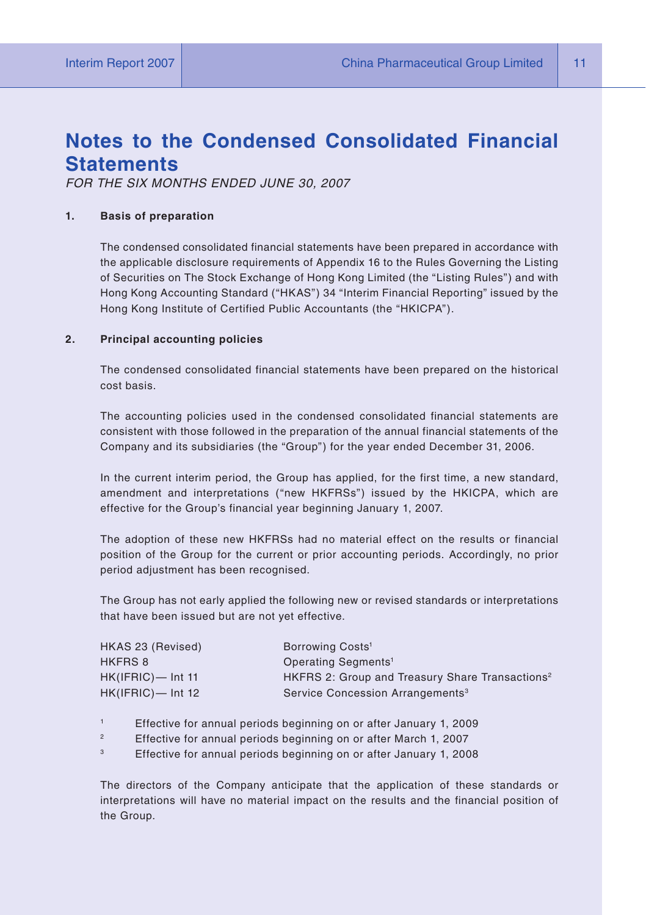# Notes to the Condensed Consolidated Financial Statements

*FOR THE SIX MONTHS ENDED JUNE 30, 2007*

## 1. Basis of preparation

The condensed consolidated financial statements have been prepared in accordance with the applicable disclosure requirements of Appendix 16 to the Rules Governing the Listing of Securities on The Stock Exchange of Hong Kong Limited (the "Listing Rules") and with Hong Kong Accounting Standard ("HKAS") 34 "Interim Financial Reporting" issued by the Hong Kong Institute of Certified Public Accountants (the "HKICPA").

## 2. Principal accounting policies

The condensed consolidated financial statements have been prepared on the historical cost basis.

The accounting policies used in the condensed consolidated financial statements are consistent with those followed in the preparation of the annual financial statements of the Company and its subsidiaries (the "Group") for the year ended December 31, 2006.

In the current interim period, the Group has applied, for the first time, a new standard, amendment and interpretations ("new HKFRSs") issued by the HKICPA, which are effective for the Group's financial year beginning January 1, 2007.

The adoption of these new HKFRSs had no material effect on the results or financial position of the Group for the current or prior accounting periods. Accordingly, no prior period adjustment has been recognised.

The Group has not early applied the following new or revised standards or interpretations that have been issued but are not yet effective.

| | |
|---|---|
| HKAS 23 (Revised) | Borrowing Costs[1] |
| HKFRS 8 | Operating Segments[1] |
| HK(IFRIC)— Int 11 | HKFRS 2: Group and Treasury Share Transactions[2] |
| HK(IFRIC)— Int 12 | Service Concession Arrangements[3] |

[1] Effective for annual periods beginning on or after January 1, 2009

[2] Effective for annual periods beginning on or after March 1, 2007

[3] Effective for annual periods beginning on or after January 1, 2008

The directors of the Company anticipate that the application of these standards or interpretations will have no material impact on the results and the financial position of the Group.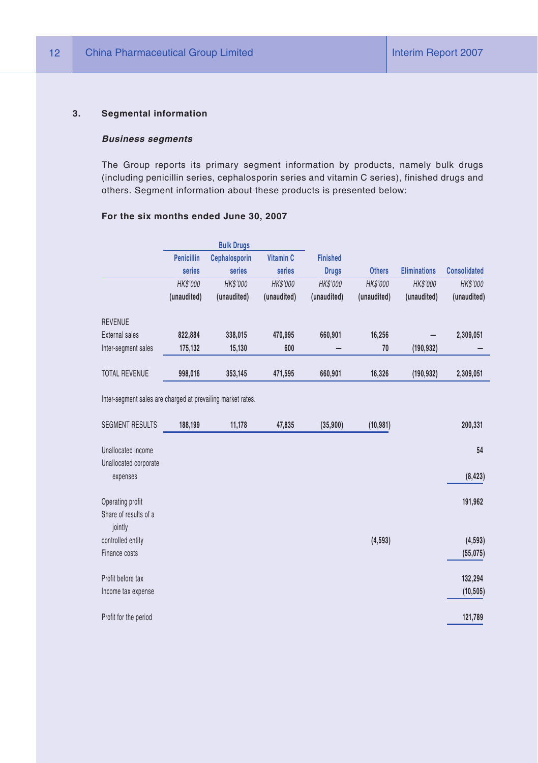### 3. Segmental information

#### *Business segments*

The Group reports its primary segment information by products, namely bulk drugs (including penicillin series, cephalosporin series and vitamin C series), finished drugs and others. Segment information about these products is presented below:

**For the six months ended June 30, 2007**

| | Bulk Drugs | | | | | | |
|---|---|---|---|---|---|---|---|
| | Penicillin series | Cephalosporin series | Vitamin C series | Finished Drugs | Others | Eliminations | Consolidated |
| | *HK$'000* (unaudited) | *HK$'000* (unaudited) | *HK$'000* (unaudited) | *HK$'000* (unaudited) | *HK$'000* (unaudited) | *HK$'000* (unaudited) | *HK$'000* (unaudited) |
| REVENUE | | | | | | | |
| External sales | 822,884 | 338,015 | 470,995 | 660,901 | 16,256 | – | 2,309,051 |
| Inter-segment sales | 175,132 | 15,130 | 600 | – | 70 | (190,932) | – |
| TOTAL REVENUE | 998,016 | 353,145 | 471,595 | 660,901 | 16,326 | (190,932) | 2,309,051 |

Inter-segment sales are charged at prevailing market rates.

| | Penicillin series | Cephalosporin series | Vitamin C series | Finished Drugs | Others | Eliminations | Consolidated |
|---|---|---|---|---|---|---|---|
| SEGMENT RESULTS | 188,199 | 11,178 | 47,835 | (35,900) | (10,981) | | 200,331 |
| Unallocated income | | | | | | | 54 |
| Unallocated corporate expenses | | | | | | | (8,423) |
| Operating profit | | | | | | | 191,962 |
| Share of results of a jointly controlled entity | | | | | (4,593) | | (4,593) |
| Finance costs | | | | | | | (55,075) |
| Profit before tax | | | | | | | 132,294 |
| Income tax expense | | | | | | | (10,505) |
| Profit for the period | | | | | | | 121,789 |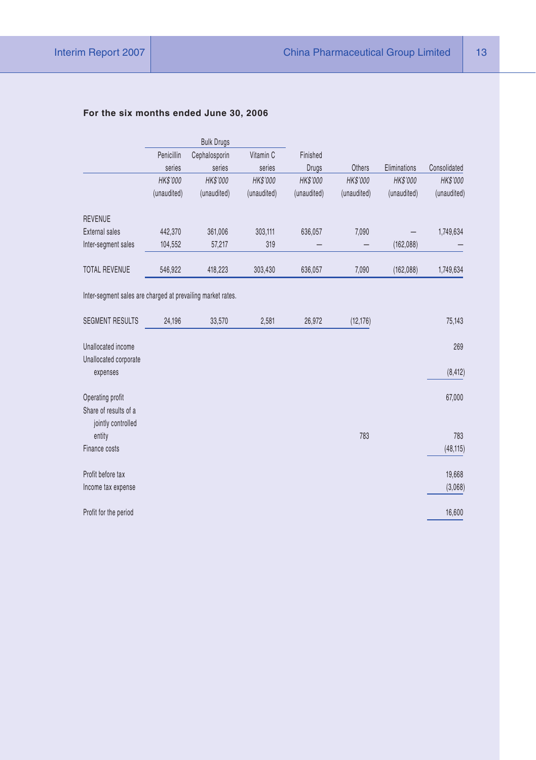**For the six months ended June 30, 2006**

| | Bulk Drugs | | | | | | |
|---|---|---|---|---|---|---|---|
| | Penicillin series | Cephalosporin series | Vitamin C series | Finished Drugs | Others | Eliminations | Consolidated |
| | *HK$'000* | *HK$'000* | *HK$'000* | *HK$'000* | *HK$'000* | *HK$'000* | *HK$'000* |
| | (unaudited) | (unaudited) | (unaudited) | (unaudited) | (unaudited) | (unaudited) | (unaudited) |
| REVENUE | | | | | | | |
| External sales | 442,370 | 361,006 | 303,111 | 636,057 | 7,090 | — | 1,749,634 |
| Inter-segment sales | 104,552 | 57,217 | 319 | — | — | (162,088) | — |
| TOTAL REVENUE | 546,922 | 418,223 | 303,430 | 636,057 | 7,090 | (162,088) | 1,749,634 |

Inter-segment sales are charged at prevailing market rates.

| | Penicillin series | Cephalosporin series | Vitamin C series | Finished Drugs | Others | Eliminations | Consolidated |
|---|---|---|---|---|---|---|---|
| SEGMENT RESULTS | 24,196 | 33,570 | 2,581 | 26,972 | (12,176) | | 75,143 |
| Unallocated income | | | | | | | 269 |
| Unallocated corporate expenses | | | | | | | (8,412) |
| Operating profit | | | | | | | 67,000 |
| Share of results of a jointly controlled entity | | | | | 783 | | 783 |
| Finance costs | | | | | | | (48,115) |
| Profit before tax | | | | | | | 19,668 |
| Income tax expense | | | | | | | (3,068) |
| Profit for the period | | | | | | | 16,600 |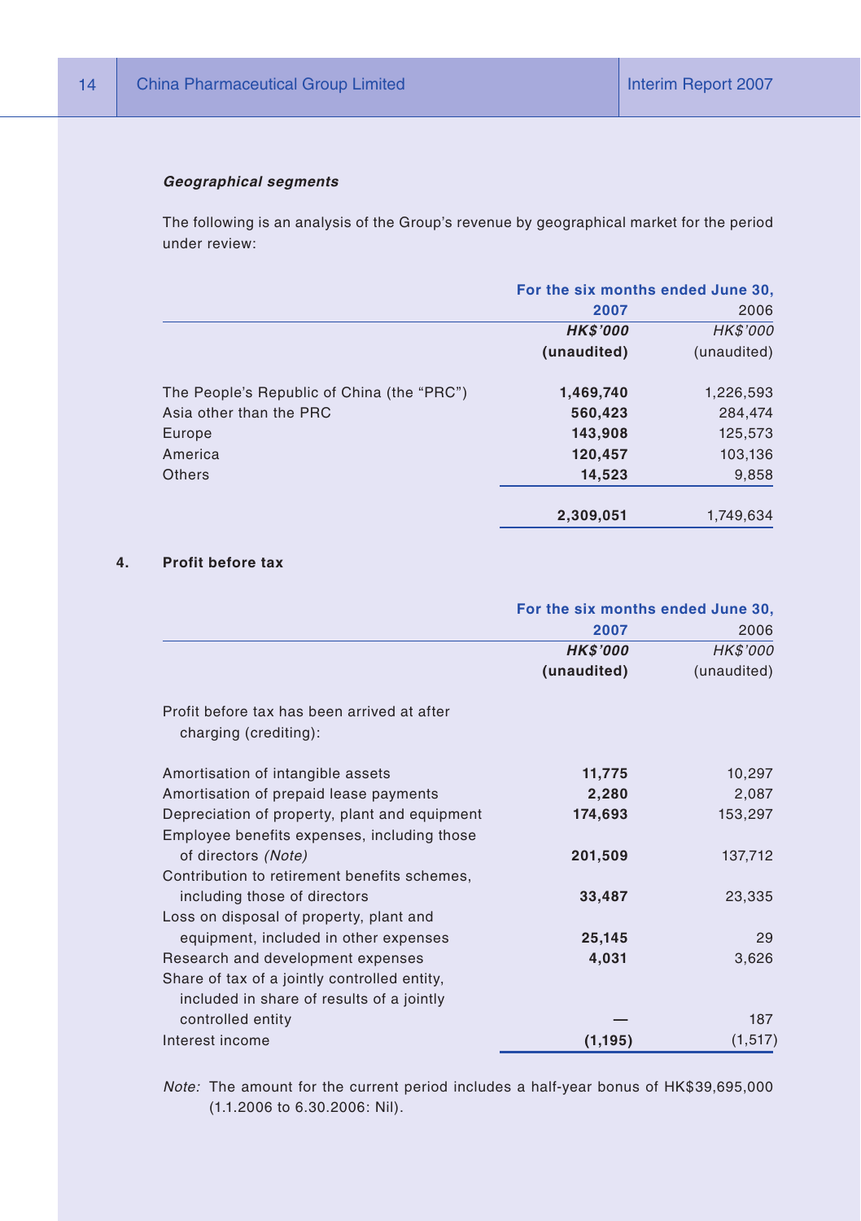### *Geographical segments*

The following is an analysis of the Group's revenue by geographical market for the period under review:

| | For the six months ended June 30, | |
|---|---|---|
| | **2007** | 2006 |
| | ***HK$'000*** | *HK$'000* |
| | **(unaudited)** | (unaudited) |
| The People's Republic of China (the "PRC") | **1,469,740** | 1,226,593 |
| Asia other than the PRC | **560,423** | 284,474 |
| Europe | **143,908** | 125,573 |
| America | **120,457** | 103,136 |
| Others | **14,523** | 9,858 |
| | **2,309,051** | 1,749,634 |

## 4. Profit before tax

| | For the six months ended June 30, | |
|---|---|---|
| | **2007** | 2006 |
| | ***HK$'000*** | *HK$'000* |
| | **(unaudited)** | (unaudited) |
| Profit before tax has been arrived at after charging (crediting): | | |
| Amortisation of intangible assets | **11,775** | 10,297 |
| Amortisation of prepaid lease payments | **2,280** | 2,087 |
| Depreciation of property, plant and equipment | **174,693** | 153,297 |
| Employee benefits expenses, including those of directors *(Note)* | **201,509** | 137,712 |
| Contribution to retirement benefits schemes, including those of directors | **33,487** | 23,335 |
| Loss on disposal of property, plant and equipment, included in other expenses | **25,145** | 29 |
| Research and development expenses | **4,031** | 3,626 |
| Share of tax of a jointly controlled entity, included in share of results of a jointly controlled entity | **—** | 187 |
| Interest income | **(1,195)** | (1,517) |

*Note:* The amount for the current period includes a half-year bonus of HK$39,695,000 (1.1.2006 to 6.30.2006: Nil).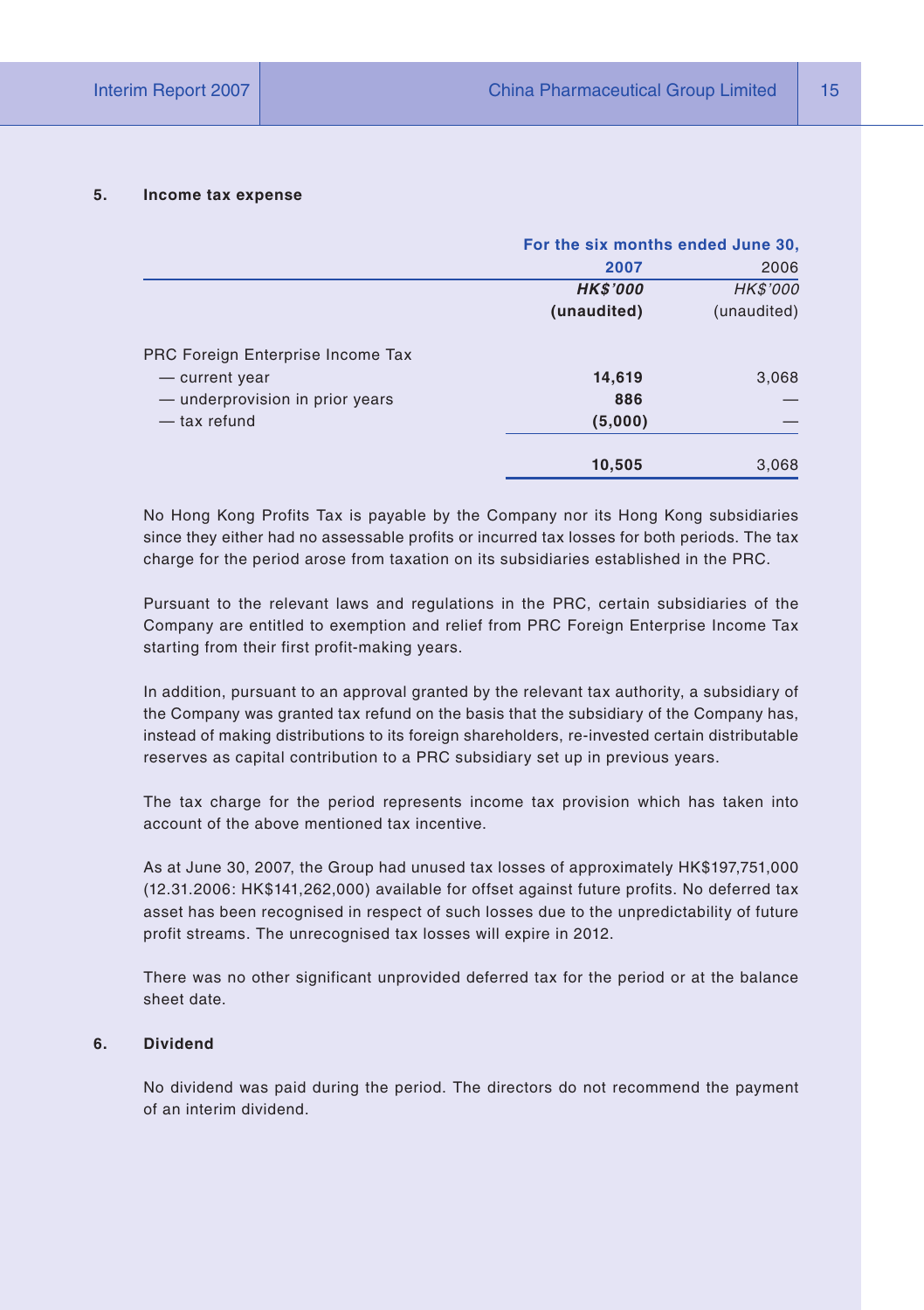### 5. Income tax expense

| | For the six months ended June 30, | |
|---|---|---|
| | **2007** | 2006 |
| | ***HK$'000*** | *HK$'000* |
| | **(unaudited)** | (unaudited) |
| PRC Foreign Enterprise Income Tax | | |
| — current year | **14,619** | 3,068 |
| — underprovision in prior years | **886** | — |
| — tax refund | **(5,000)** | — |
| | **10,505** | 3,068 |

No Hong Kong Profits Tax is payable by the Company nor its Hong Kong subsidiaries since they either had no assessable profits or incurred tax losses for both periods. The tax charge for the period arose from taxation on its subsidiaries established in the PRC.

Pursuant to the relevant laws and regulations in the PRC, certain subsidiaries of the Company are entitled to exemption and relief from PRC Foreign Enterprise Income Tax starting from their first profit-making years.

In addition, pursuant to an approval granted by the relevant tax authority, a subsidiary of the Company was granted tax refund on the basis that the subsidiary of the Company has, instead of making distributions to its foreign shareholders, re-invested certain distributable reserves as capital contribution to a PRC subsidiary set up in previous years.

The tax charge for the period represents income tax provision which has taken into account of the above mentioned tax incentive.

As at June 30, 2007, the Group had unused tax losses of approximately HK$197,751,000 (12.31.2006: HK$141,262,000) available for offset against future profits. No deferred tax asset has been recognised in respect of such losses due to the unpredictability of future profit streams. The unrecognised tax losses will expire in 2012.

There was no other significant unprovided deferred tax for the period or at the balance sheet date.

### 6. Dividend

No dividend was paid during the period. The directors do not recommend the payment of an interim dividend.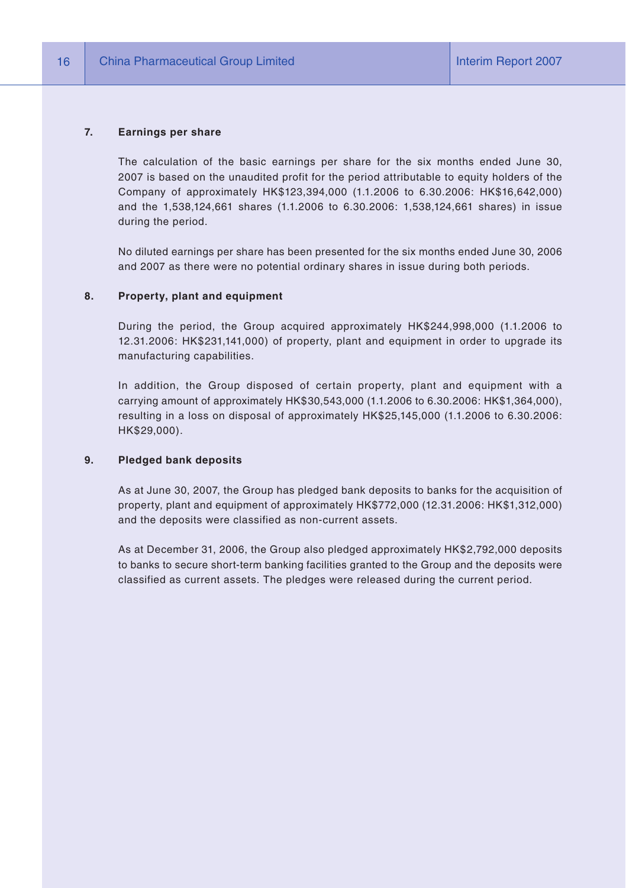### 7. Earnings per share

The calculation of the basic earnings per share for the six months ended June 30, 2007 is based on the unaudited profit for the period attributable to equity holders of the Company of approximately HK$123,394,000 (1.1.2006 to 6.30.2006: HK$16,642,000) and the 1,538,124,661 shares (1.1.2006 to 6.30.2006: 1,538,124,661 shares) in issue during the period.

No diluted earnings per share has been presented for the six months ended June 30, 2006 and 2007 as there were no potential ordinary shares in issue during both periods.

### 8. Property, plant and equipment

During the period, the Group acquired approximately HK$244,998,000 (1.1.2006 to 12.31.2006: HK$231,141,000) of property, plant and equipment in order to upgrade its manufacturing capabilities.

In addition, the Group disposed of certain property, plant and equipment with a carrying amount of approximately HK$30,543,000 (1.1.2006 to 6.30.2006: HK$1,364,000), resulting in a loss on disposal of approximately HK$25,145,000 (1.1.2006 to 6.30.2006: HK$29,000).

### 9. Pledged bank deposits

As at June 30, 2007, the Group has pledged bank deposits to banks for the acquisition of property, plant and equipment of approximately HK$772,000 (12.31.2006: HK$1,312,000) and the deposits were classified as non-current assets.

As at December 31, 2006, the Group also pledged approximately HK$2,792,000 deposits to banks to secure short-term banking facilities granted to the Group and the deposits were classified as current assets. The pledges were released during the current period.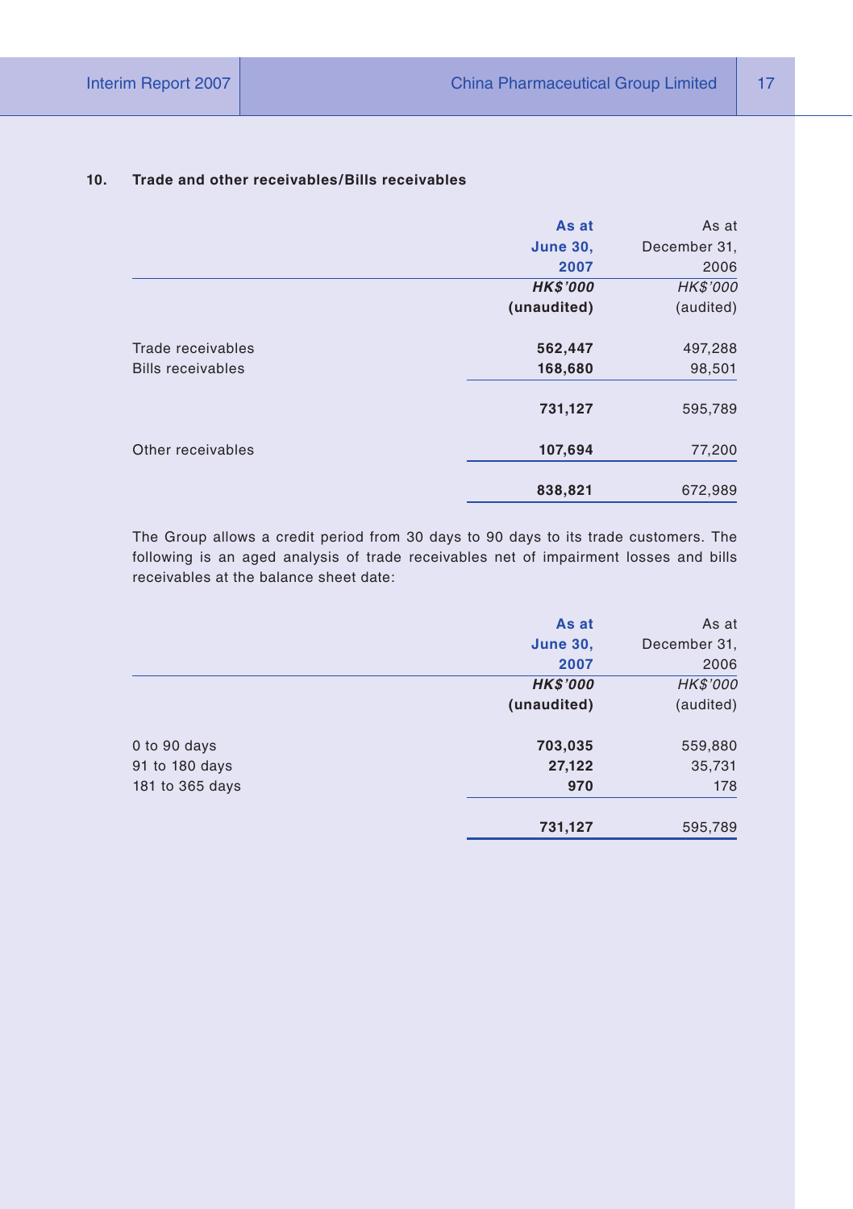## 10. Trade and other receivables/Bills receivables

| | As at June 30, 2007 | As at December 31, 2006 |
|---|---|---|
| | *HK$'000* | *HK$'000* |
| | (unaudited) | (audited) |
| Trade receivables | **562,447** | 497,288 |
| Bills receivables | **168,680** | 98,501 |
| | **731,127** | 595,789 |
| Other receivables | **107,694** | 77,200 |
| | **838,821** | 672,989 |

The Group allows a credit period from 30 days to 90 days to its trade customers. The following is an aged analysis of trade receivables net of impairment losses and bills receivables at the balance sheet date:

| | As at June 30, 2007 | As at December 31, 2006 |
|---|---|---|
| | *HK$'000* | *HK$'000* |
| | (unaudited) | (audited) |
| 0 to 90 days | **703,035** | 559,880 |
| 91 to 180 days | **27,122** | 35,731 |
| 181 to 365 days | **970** | 178 |
| | **731,127** | 595,789 |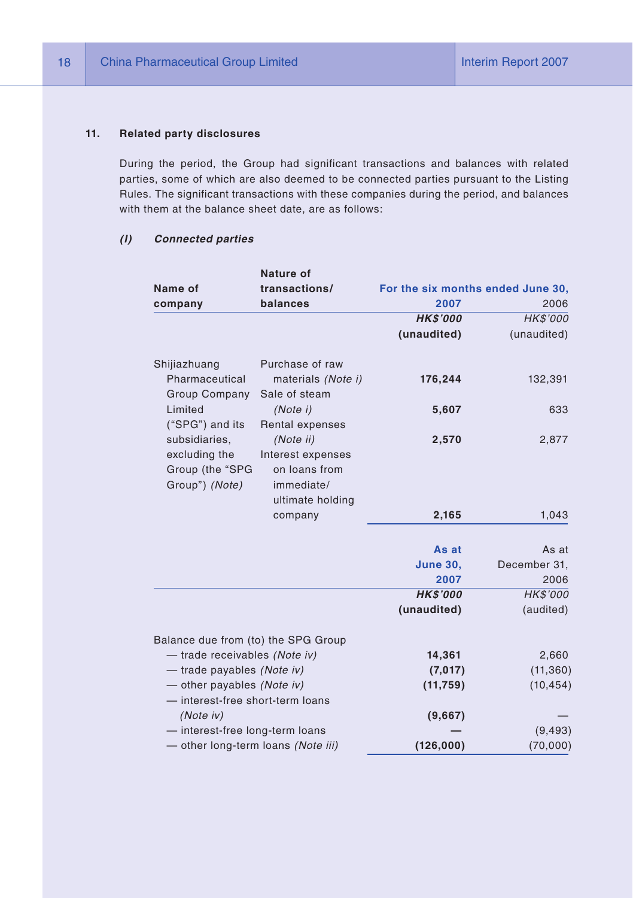## 11. Related party disclosures

During the period, the Group had significant transactions and balances with related parties, some of which are also deemed to be connected parties pursuant to the Listing Rules. The significant transactions with these companies during the period, and balances with them at the balance sheet date, are as follows:

### *(I) Connected parties*

| Name of company | Nature of transactions/ balances | For the six months ended June 30, 2007 | 2006 |
|---|---|---|---|
| | | ***HK$'000*** | *HK$'000* |
| | | **(unaudited)** | (unaudited) |
| Shijiazhuang Pharmaceutical Group Company Limited ("SPG") and its subsidiaries, excluding the Group (the "SPG Group") *(Note)* | Purchase of raw materials *(Note i)* | **176,244** | 132,391 |
| | Sale of steam *(Note i)* | **5,607** | 633 |
| | Rental expenses *(Note ii)* | **2,570** | 2,877 |
| | Interest expenses on loans from immediate/ ultimate holding company | **2,165** | 1,043 |

| | As at June 30, 2007 | As at December 31, 2006 |
|---|---|---|
| | ***HK$'000*** | *HK$'000* |
| | **(unaudited)** | (audited) |
| Balance due from (to) the SPG Group | | |
| — trade receivables *(Note iv)* | **14,361** | 2,660 |
| — trade payables *(Note iv)* | **(7,017)** | (11,360) |
| — other payables *(Note iv)* | **(11,759)** | (10,454) |
| — interest-free short-term loans *(Note iv)* | **(9,667)** | — |
| — interest-free long-term loans | **—** | (9,493) |
| — other long-term loans *(Note iii)* | **(126,000)** | (70,000) |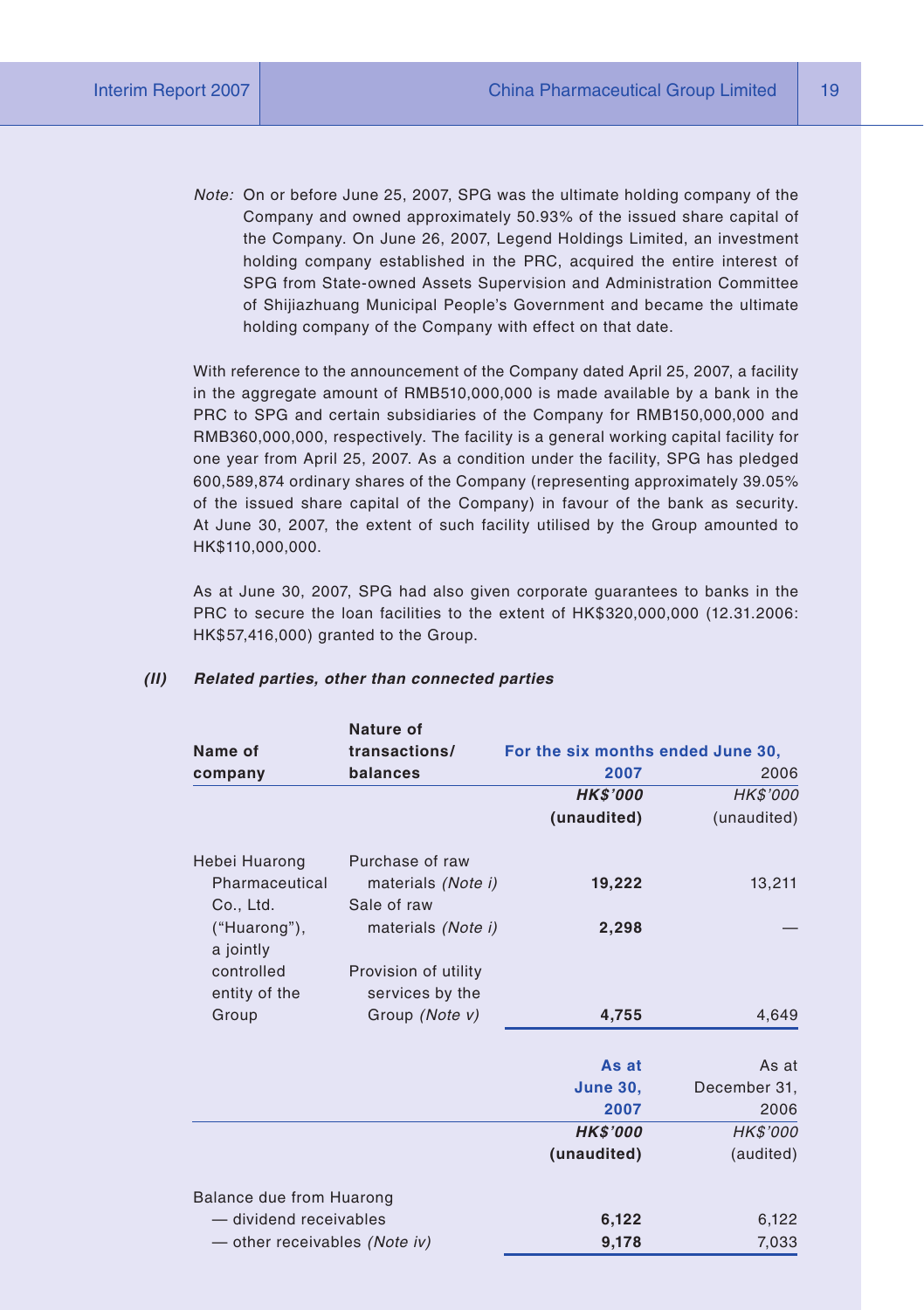*Note:* On or before June 25, 2007, SPG was the ultimate holding company of the Company and owned approximately 50.93% of the issued share capital of the Company. On June 26, 2007, Legend Holdings Limited, an investment holding company established in the PRC, acquired the entire interest of SPG from State-owned Assets Supervision and Administration Committee of Shijiazhuang Municipal People's Government and became the ultimate holding company of the Company with effect on that date.

With reference to the announcement of the Company dated April 25, 2007, a facility in the aggregate amount of RMB510,000,000 is made available by a bank in the PRC to SPG and certain subsidiaries of the Company for RMB150,000,000 and RMB360,000,000, respectively. The facility is a general working capital facility for one year from April 25, 2007. As a condition under the facility, SPG has pledged 600,589,874 ordinary shares of the Company (representing approximately 39.05% of the issued share capital of the Company) in favour of the bank as security. At June 30, 2007, the extent of such facility utilised by the Group amounted to HK$110,000,000.

As at June 30, 2007, SPG had also given corporate guarantees to banks in the PRC to secure the loan facilities to the extent of HK$320,000,000 (12.31.2006: HK$57,416,000) granted to the Group.

***(II) Related parties, other than connected parties***

| **Name of company** | **Nature of transactions/ balances** | **For the six months ended June 30, 2007** | **2006** |
|---|---|---|---|
| | | ***HK$'000*** | *HK$'000* |
| | | **(unaudited)** | (unaudited) |
| Hebei Huarong Pharmaceutical Co., Ltd. ("Huarong"), a jointly controlled entity of the Group | Purchase of raw materials *(Note i)* | **19,222** | 13,211 |
| | Sale of raw materials *(Note i)* | **2,298** | — |
| | Provision of utility services by the Group *(Note v)* | **4,755** | 4,649 |

| | **As at June 30, 2007** | As at December 31, 2006 |
|---|---|---|
| | ***HK$'000*** | *HK$'000* |
| | **(unaudited)** | (audited) |
| Balance due from Huarong | | |
| — dividend receivables | **6,122** | 6,122 |
| — other receivables *(Note iv)* | **9,178** | 7,033 |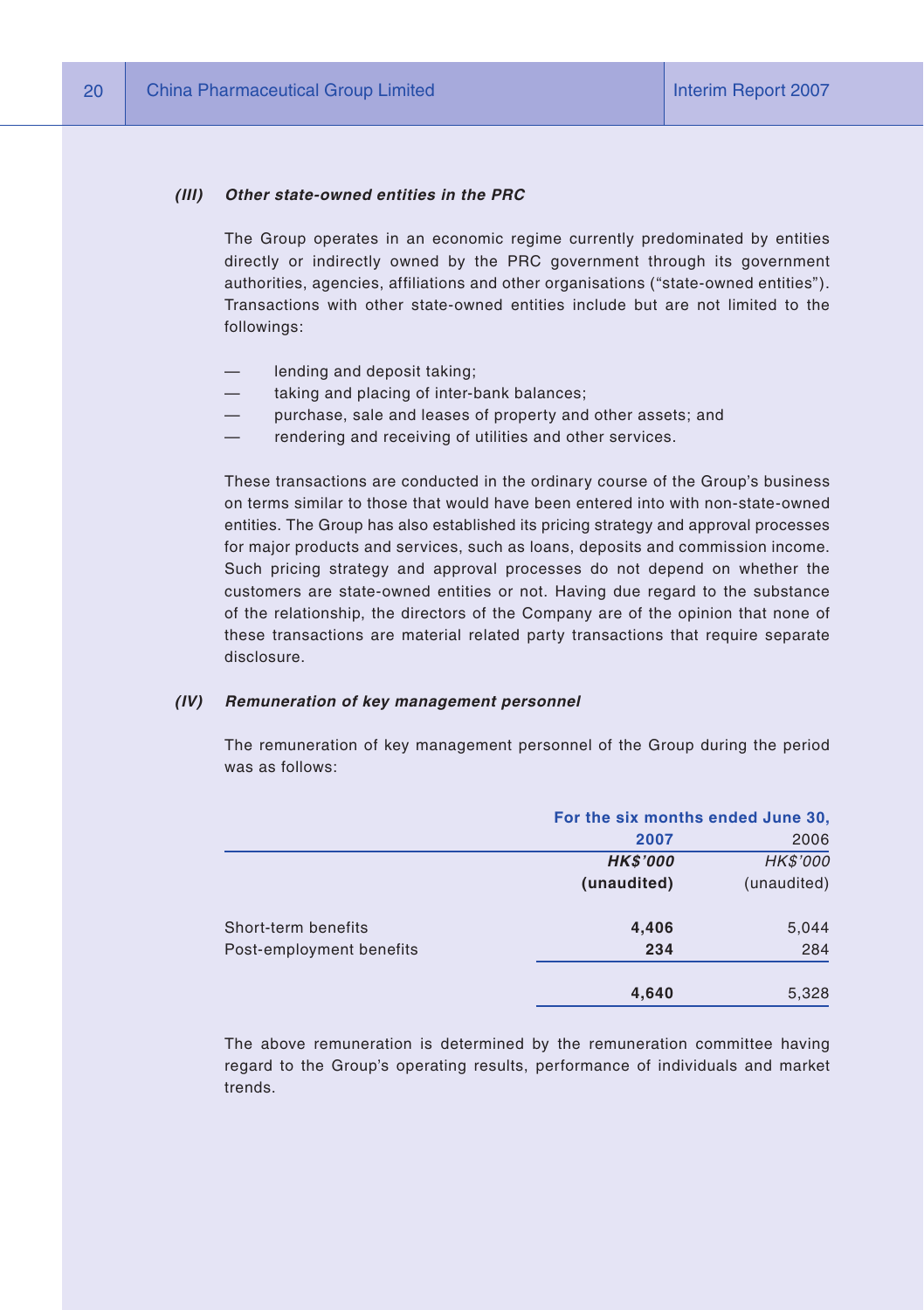#### *(III) Other state-owned entities in the PRC*

The Group operates in an economic regime currently predominated by entities directly or indirectly owned by the PRC government through its government authorities, agencies, affiliations and other organisations ("state-owned entities"). Transactions with other state-owned entities include but are not limited to the followings:

— lending and deposit taking;
— taking and placing of inter-bank balances;
— purchase, sale and leases of property and other assets; and
— rendering and receiving of utilities and other services.

These transactions are conducted in the ordinary course of the Group's business on terms similar to those that would have been entered into with non-state-owned entities. The Group has also established its pricing strategy and approval processes for major products and services, such as loans, deposits and commission income. Such pricing strategy and approval processes do not depend on whether the customers are state-owned entities or not. Having due regard to the substance of the relationship, the directors of the Company are of the opinion that none of these transactions are material related party transactions that require separate disclosure.

#### *(IV) Remuneration of key management personnel*

The remuneration of key management personnel of the Group during the period was as follows:

| | For the six months ended June 30, | |
|---|---|---|
| | **2007** | 2006 |
| | ***HK$'000*** | *HK$'000* |
| | **(unaudited)** | (unaudited) |
| Short-term benefits | **4,406** | 5,044 |
| Post-employment benefits | **234** | 284 |
| | **4,640** | 5,328 |

The above remuneration is determined by the remuneration committee having regard to the Group's operating results, performance of individuals and market trends.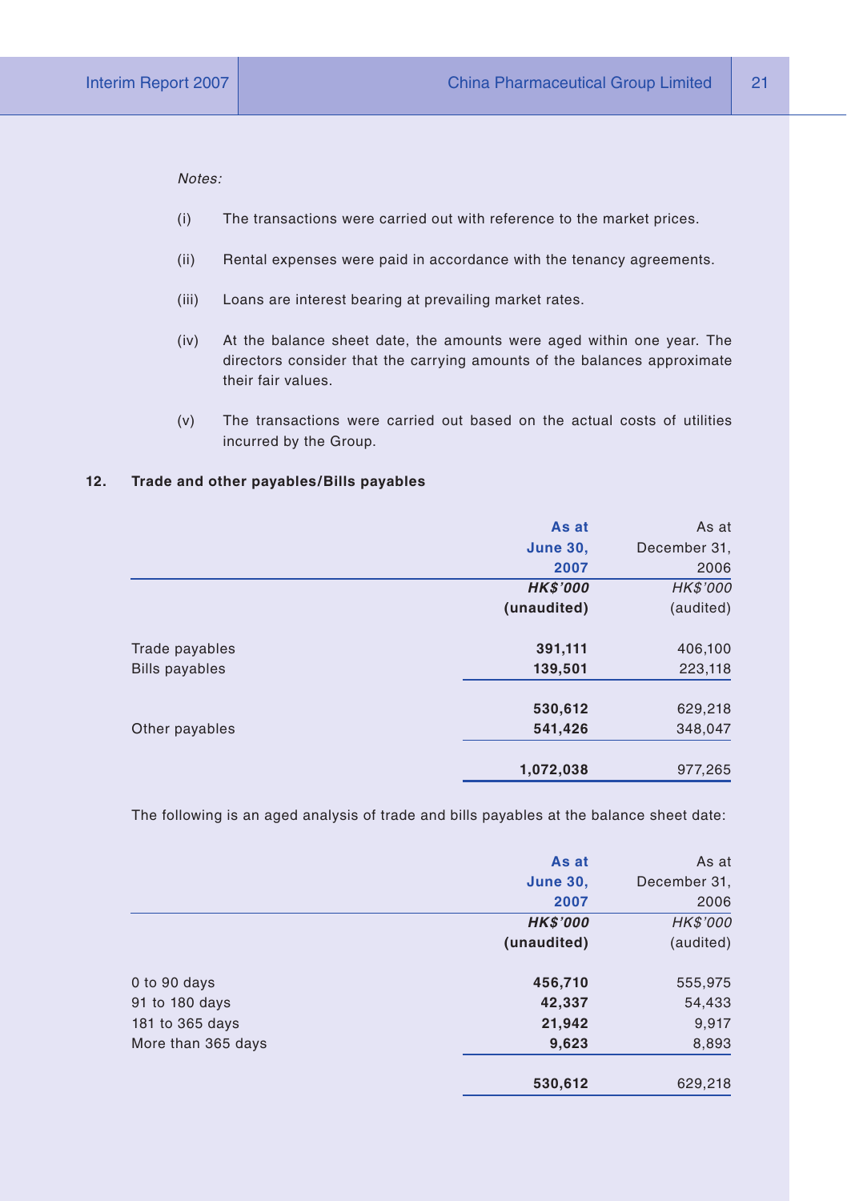*Notes:*

(i) The transactions were carried out with reference to the market prices.

(ii) Rental expenses were paid in accordance with the tenancy agreements.

(iii) Loans are interest bearing at prevailing market rates.

(iv) At the balance sheet date, the amounts were aged within one year. The directors consider that the carrying amounts of the balances approximate their fair values.

(v) The transactions were carried out based on the actual costs of utilities incurred by the Group.

## 12. Trade and other payables/Bills payables

| | **As at June 30, 2007** | As at December 31, 2006 |
|---|---|---|
| | ***HK$'000*** | *HK$'000* |
| | **(unaudited)** | (audited) |
| Trade payables | **391,111** | 406,100 |
| Bills payables | **139,501** | 223,118 |
| | **530,612** | 629,218 |
| Other payables | **541,426** | 348,047 |
| | **1,072,038** | 977,265 |

The following is an aged analysis of trade and bills payables at the balance sheet date:

| | **As at June 30, 2007** | As at December 31, 2006 |
|---|---|---|
| | ***HK$'000*** | *HK$'000* |
| | **(unaudited)** | (audited) |
| 0 to 90 days | **456,710** | 555,975 |
| 91 to 180 days | **42,337** | 54,433 |
| 181 to 365 days | **21,942** | 9,917 |
| More than 365 days | **9,623** | 8,893 |
| | **530,612** | 629,218 |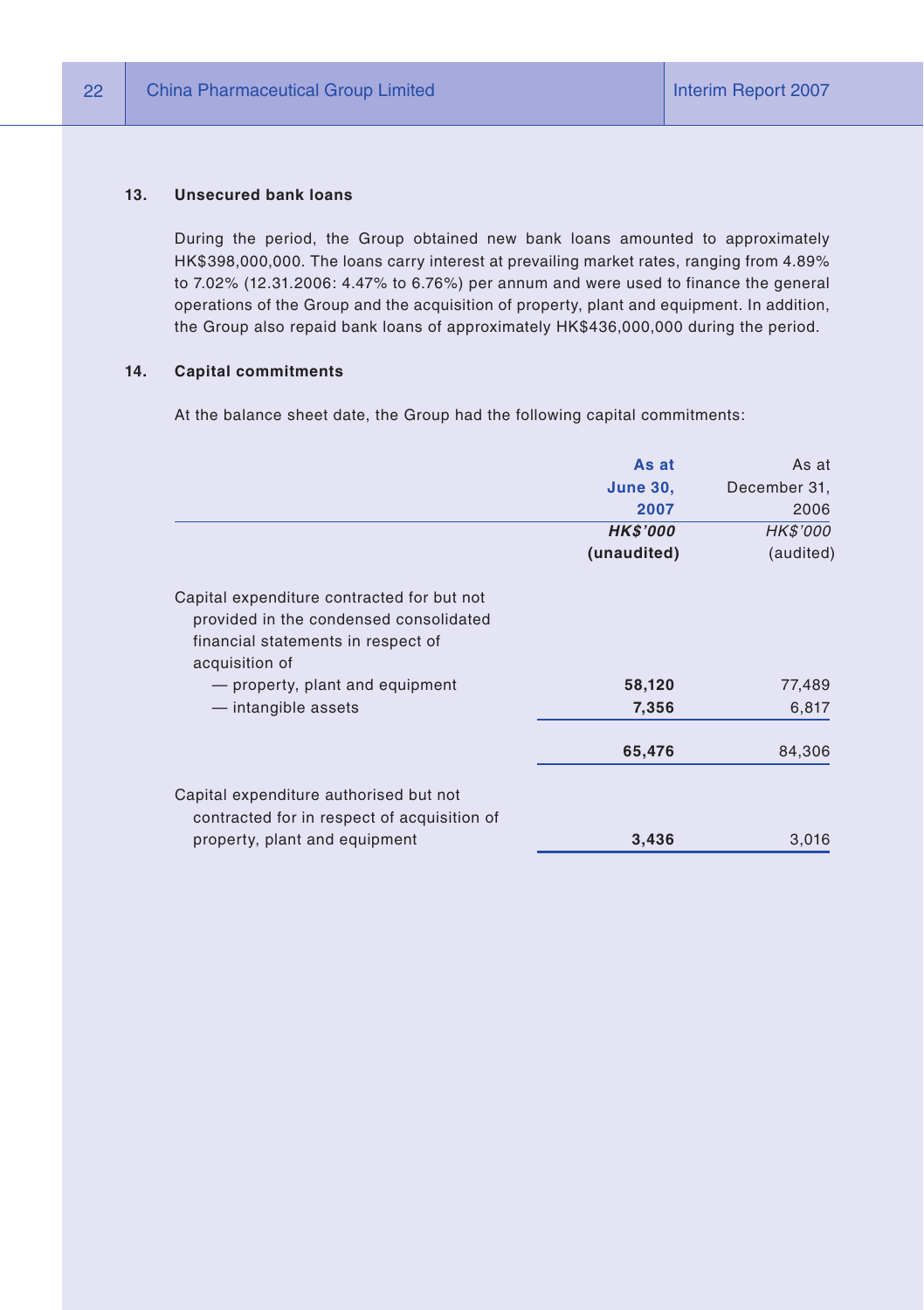## 13. Unsecured bank loans

During the period, the Group obtained new bank loans amounted to approximately HK$398,000,000. The loans carry interest at prevailing market rates, ranging from 4.89% to 7.02% (12.31.2006: 4.47% to 6.76%) per annum and were used to finance the general operations of the Group and the acquisition of property, plant and equipment. In addition, the Group also repaid bank loans of approximately HK$436,000,000 during the period.

## 14. Capital commitments

At the balance sheet date, the Group had the following capital commitments:

| | **As at June 30, 2007** | As at December 31, 2006 |
|---|---|---|
| | ***HK$'000*** | *HK$'000* |
| | **(unaudited)** | (audited) |
| Capital expenditure contracted for but not provided in the condensed consolidated financial statements in respect of acquisition of | | |
| — property, plant and equipment | **58,120** | 77,489 |
| — intangible assets | **7,356** | 6,817 |
| | **65,476** | 84,306 |
| Capital expenditure authorised but not contracted for in respect of acquisition of property, plant and equipment | **3,436** | 3,016 |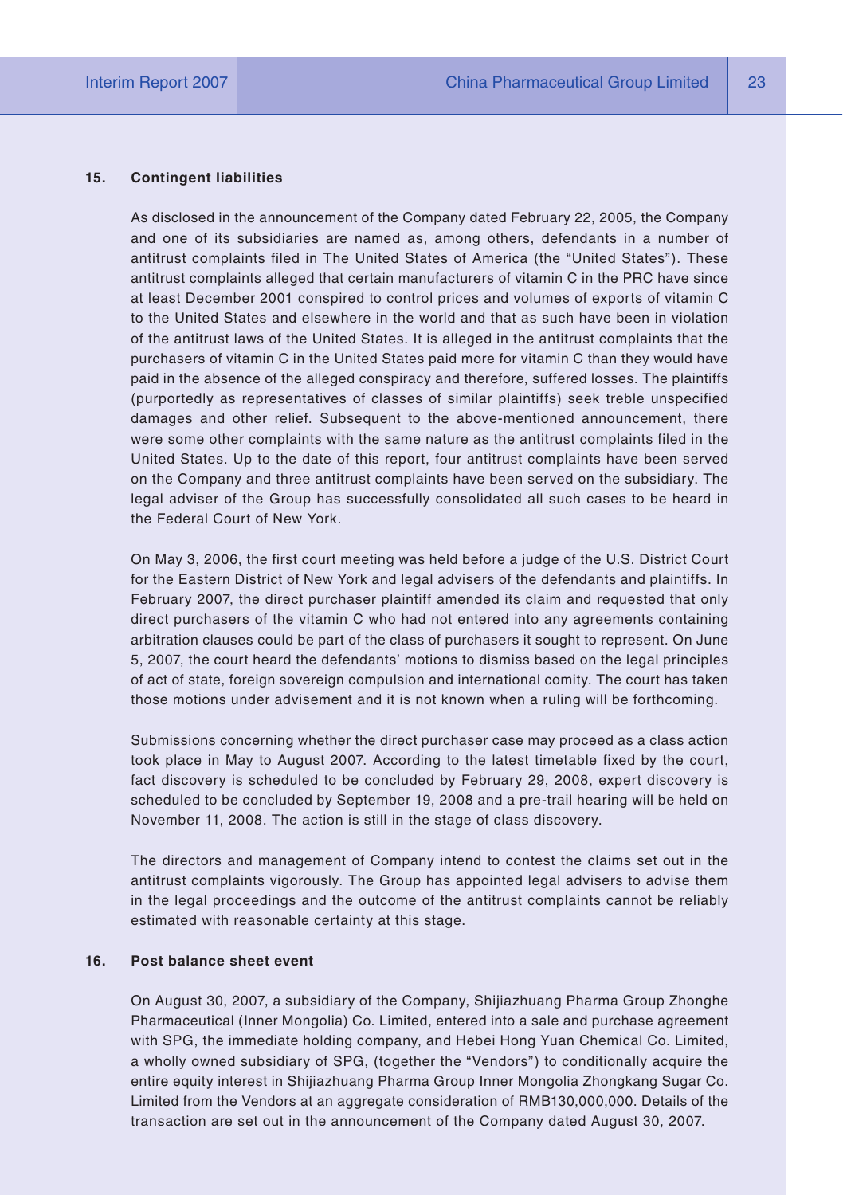## 15. Contingent liabilities

As disclosed in the announcement of the Company dated February 22, 2005, the Company and one of its subsidiaries are named as, among others, defendants in a number of antitrust complaints filed in The United States of America (the "United States"). These antitrust complaints alleged that certain manufacturers of vitamin C in the PRC have since at least December 2001 conspired to control prices and volumes of exports of vitamin C to the United States and elsewhere in the world and that as such have been in violation of the antitrust laws of the United States. It is alleged in the antitrust complaints that the purchasers of vitamin C in the United States paid more for vitamin C than they would have paid in the absence of the alleged conspiracy and therefore, suffered losses. The plaintiffs (purportedly as representatives of classes of similar plaintiffs) seek treble unspecified damages and other relief. Subsequent to the above-mentioned announcement, there were some other complaints with the same nature as the antitrust complaints filed in the United States. Up to the date of this report, four antitrust complaints have been served on the Company and three antitrust complaints have been served on the subsidiary. The legal adviser of the Group has successfully consolidated all such cases to be heard in the Federal Court of New York.

On May 3, 2006, the first court meeting was held before a judge of the U.S. District Court for the Eastern District of New York and legal advisers of the defendants and plaintiffs. In February 2007, the direct purchaser plaintiff amended its claim and requested that only direct purchasers of the vitamin C who had not entered into any agreements containing arbitration clauses could be part of the class of purchasers it sought to represent. On June 5, 2007, the court heard the defendants' motions to dismiss based on the legal principles of act of state, foreign sovereign compulsion and international comity. The court has taken those motions under advisement and it is not known when a ruling will be forthcoming.

Submissions concerning whether the direct purchaser case may proceed as a class action took place in May to August 2007. According to the latest timetable fixed by the court, fact discovery is scheduled to be concluded by February 29, 2008, expert discovery is scheduled to be concluded by September 19, 2008 and a pre-trail hearing will be held on November 11, 2008. The action is still in the stage of class discovery.

The directors and management of Company intend to contest the claims set out in the antitrust complaints vigorously. The Group has appointed legal advisers to advise them in the legal proceedings and the outcome of the antitrust complaints cannot be reliably estimated with reasonable certainty at this stage.

## 16. Post balance sheet event

On August 30, 2007, a subsidiary of the Company, Shijiazhuang Pharma Group Zhonghe Pharmaceutical (Inner Mongolia) Co. Limited, entered into a sale and purchase agreement with SPG, the immediate holding company, and Hebei Hong Yuan Chemical Co. Limited, a wholly owned subsidiary of SPG, (together the "Vendors") to conditionally acquire the entire equity interest in Shijiazhuang Pharma Group Inner Mongolia Zhongkang Sugar Co. Limited from the Vendors at an aggregate consideration of RMB130,000,000. Details of the transaction are set out in the announcement of the Company dated August 30, 2007.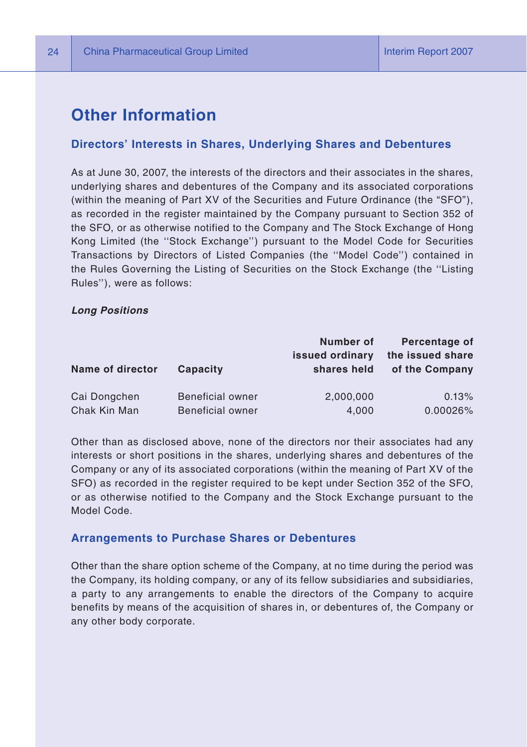# Other Information

## Directors' Interests in Shares, Underlying Shares and Debentures

As at June 30, 2007, the interests of the directors and their associates in the shares, underlying shares and debentures of the Company and its associated corporations (within the meaning of Part XV of the Securities and Future Ordinance (the "SFO"), as recorded in the register maintained by the Company pursuant to Section 352 of the SFO, or as otherwise notified to the Company and The Stock Exchange of Hong Kong Limited (the ''Stock Exchange'') pursuant to the Model Code for Securities Transactions by Directors of Listed Companies (the ''Model Code'') contained in the Rules Governing the Listing of Securities on the Stock Exchange (the ''Listing Rules''), were as follows:

***Long Positions***

| Name of director | Capacity | Number of issued ordinary shares held | Percentage of the issued share of the Company |
|---|---|---|---|
| Cai Dongchen | Beneficial owner | 2,000,000 | 0.13% |
| Chak Kin Man | Beneficial owner | 4,000 | 0.00026% |

Other than as disclosed above, none of the directors nor their associates had any interests or short positions in the shares, underlying shares and debentures of the Company or any of its associated corporations (within the meaning of Part XV of the SFO) as recorded in the register required to be kept under Section 352 of the SFO, or as otherwise notified to the Company and the Stock Exchange pursuant to the Model Code.

## Arrangements to Purchase Shares or Debentures

Other than the share option scheme of the Company, at no time during the period was the Company, its holding company, or any of its fellow subsidiaries and subsidiaries, a party to any arrangements to enable the directors of the Company to acquire benefits by means of the acquisition of shares in, or debentures of, the Company or any other body corporate.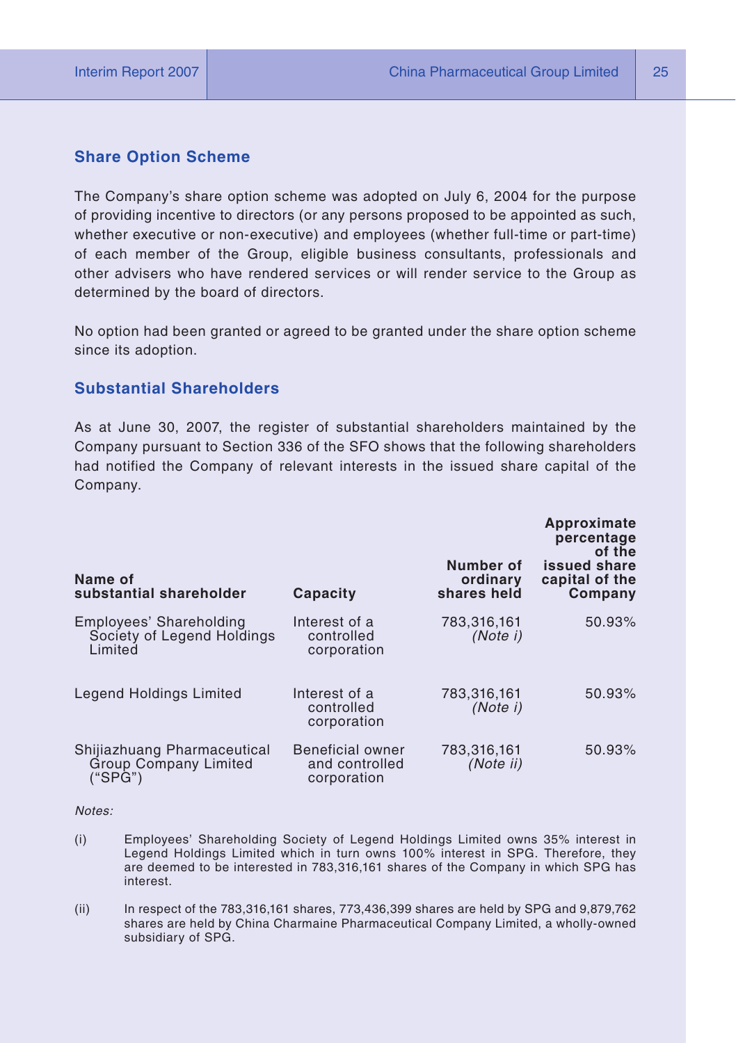## Share Option Scheme

The Company's share option scheme was adopted on July 6, 2004 for the purpose of providing incentive to directors (or any persons proposed to be appointed as such, whether executive or non-executive) and employees (whether full-time or part-time) of each member of the Group, eligible business consultants, professionals and other advisers who have rendered services or will render service to the Group as determined by the board of directors.

No option had been granted or agreed to be granted under the share option scheme since its adoption.

## Substantial Shareholders

As at June 30, 2007, the register of substantial shareholders maintained by the Company pursuant to Section 336 of the SFO shows that the following shareholders had notified the Company of relevant interests in the issued share capital of the Company.

| Name of substantial shareholder | Capacity | Number of ordinary shares held | Approximate percentage of the issued share capital of the Company |
|---|---|---|---|
| Employees' Shareholding Society of Legend Holdings Limited | Interest of a controlled corporation | 783,316,161 *(Note i)* | 50.93% |
| Legend Holdings Limited | Interest of a controlled corporation | 783,316,161 *(Note i)* | 50.93% |
| Shijiazhuang Pharmaceutical Group Company Limited ("SPG") | Beneficial owner and controlled corporation | 783,316,161 *(Note ii)* | 50.93% |

*Notes:*

(i) Employees' Shareholding Society of Legend Holdings Limited owns 35% interest in Legend Holdings Limited which in turn owns 100% interest in SPG. Therefore, they are deemed to be interested in 783,316,161 shares of the Company in which SPG has interest.

(ii) In respect of the 783,316,161 shares, 773,436,399 shares are held by SPG and 9,879,762 shares are held by China Charmaine Pharmaceutical Company Limited, a wholly-owned subsidiary of SPG.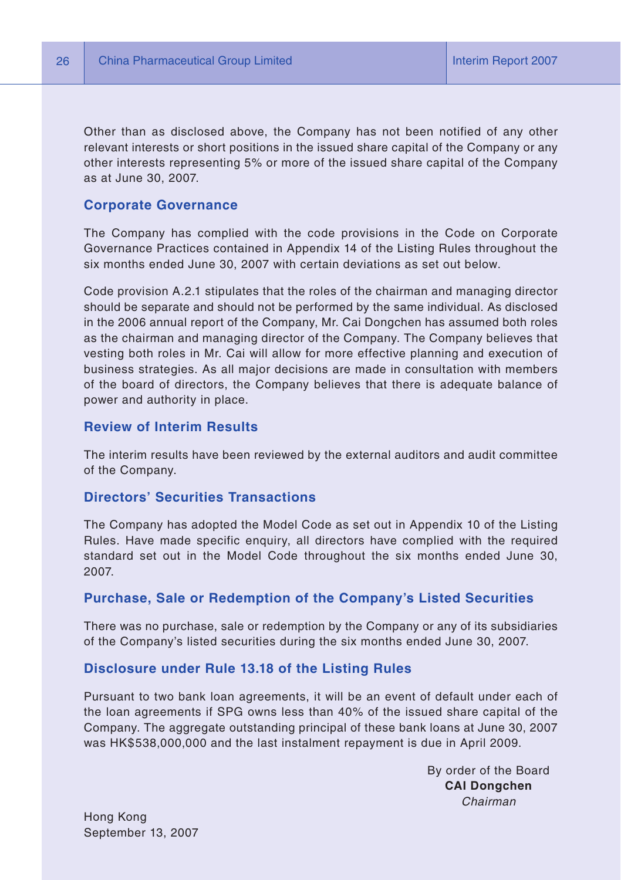Other than as disclosed above, the Company has not been notified of any other relevant interests or short positions in the issued share capital of the Company or any other interests representing 5% or more of the issued share capital of the Company as at June 30, 2007.

## Corporate Governance

The Company has complied with the code provisions in the Code on Corporate Governance Practices contained in Appendix 14 of the Listing Rules throughout the six months ended June 30, 2007 with certain deviations as set out below.

Code provision A.2.1 stipulates that the roles of the chairman and managing director should be separate and should not be performed by the same individual. As disclosed in the 2006 annual report of the Company, Mr. Cai Dongchen has assumed both roles as the chairman and managing director of the Company. The Company believes that vesting both roles in Mr. Cai will allow for more effective planning and execution of business strategies. As all major decisions are made in consultation with members of the board of directors, the Company believes that there is adequate balance of power and authority in place.

## Review of Interim Results

The interim results have been reviewed by the external auditors and audit committee of the Company.

## Directors' Securities Transactions

The Company has adopted the Model Code as set out in Appendix 10 of the Listing Rules. Have made specific enquiry, all directors have complied with the required standard set out in the Model Code throughout the six months ended June 30, 2007.

## Purchase, Sale or Redemption of the Company's Listed Securities

There was no purchase, sale or redemption by the Company or any of its subsidiaries of the Company's listed securities during the six months ended June 30, 2007.

## Disclosure under Rule 13.18 of the Listing Rules

Pursuant to two bank loan agreements, it will be an event of default under each of the loan agreements if SPG owns less than 40% of the issued share capital of the Company. The aggregate outstanding principal of these bank loans at June 30, 2007 was HK$538,000,000 and the last instalment repayment is due in April 2009.

By order of the Board
**CAI Dongchen**
*Chairman*

Hong Kong
September 13, 2007